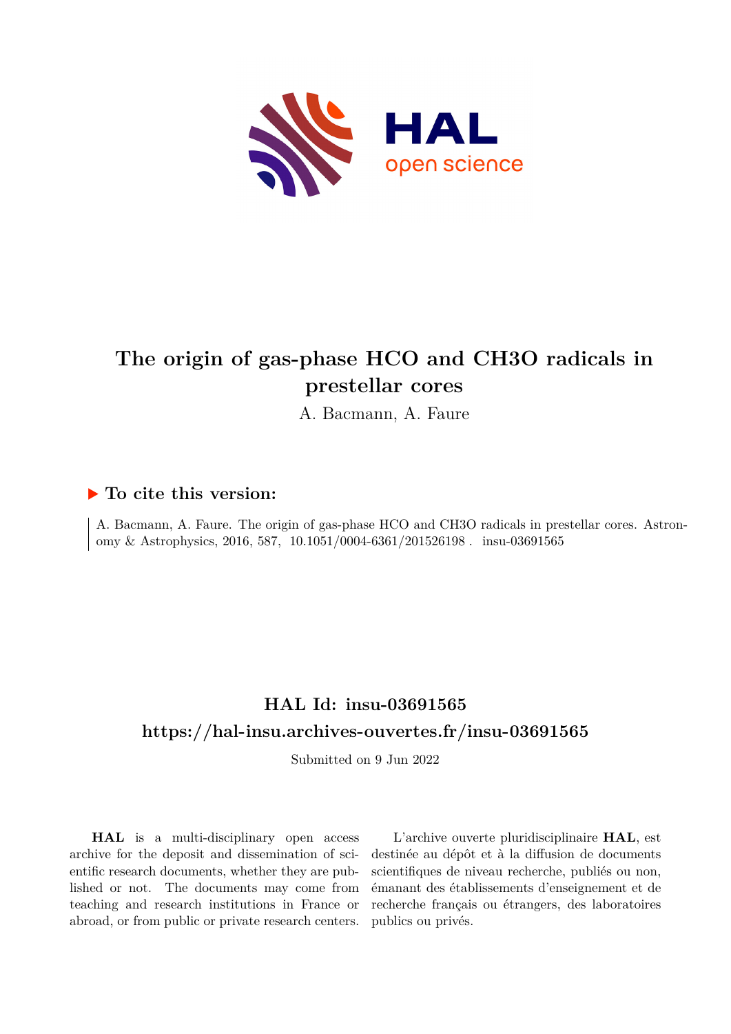# The origin of gas-phase HCO and CH3O radicals in prestellar cores

A. Bacmann, A. Faure

## ▶ To cite this version:

A. Bacmann, A. Faure. The origin of gas-phase HCO and CH3O radicals in prestellar cores. Astronomy & Astrophysics, 2016, 587, 10.1051/0004-6361/201526198 . insu-03691565

## HAL Id: insu-03691565

## https://hal-insu.archives-ouvertes.fr/insu-03691565

Submitted on 9 Jun 2022

**HAL** is a multi-disciplinary open access archive for the deposit and dissemination of scientific research documents, whether they are published or not. The documents may come from teaching and research institutions in France or abroad, or from public or private research centers.

L'archive ouverte pluridisciplinaire **HAL**, est destinée au dépôt et à la diffusion de documents scientifiques de niveau recherche, publiés ou non, émanant des établissements d'enseignement et de recherche français ou étrangers, des laboratoires publics ou privés.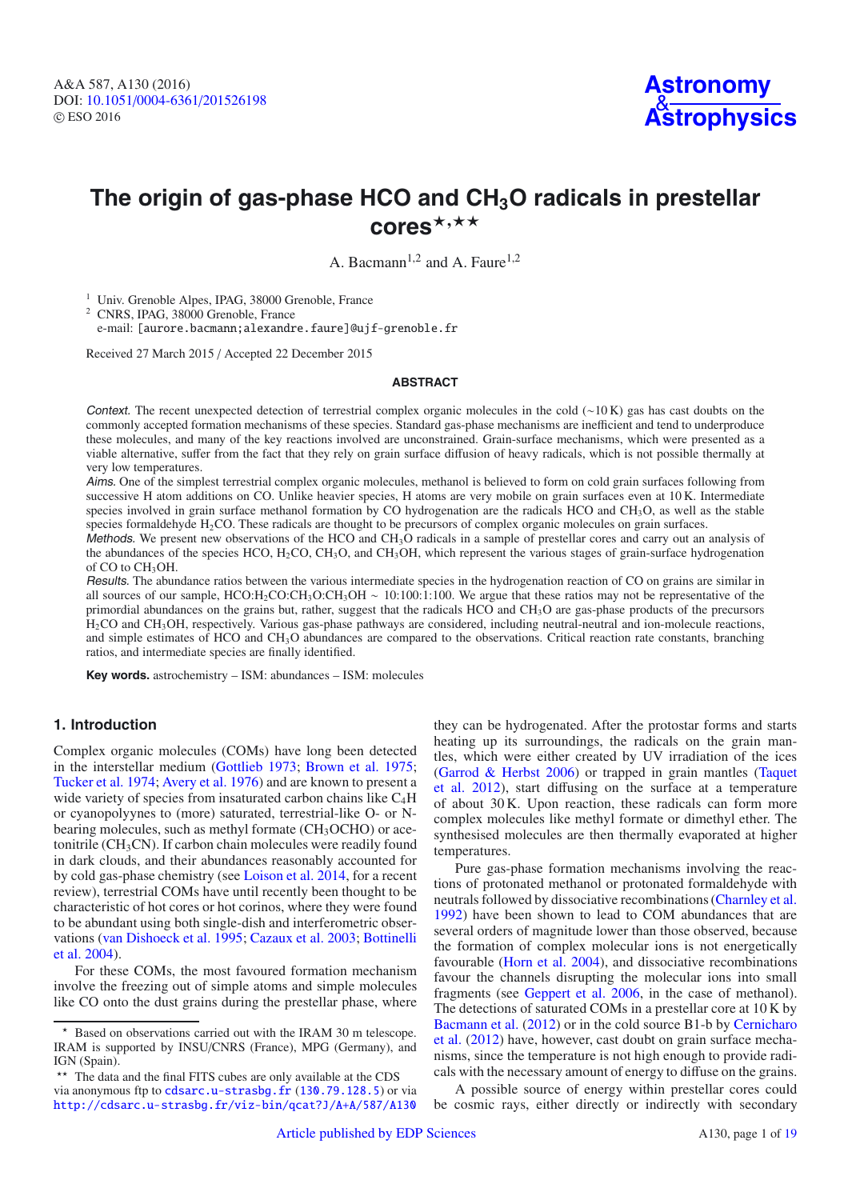# The origin of gas-phase HCO and $CH_3O$ radicals in prestellar cores[⋆,⋆⋆]

A. Bacmann[1,2] and A. Faure[1,2]

[1] Univ. Grenoble Alpes, IPAG, 38000 Grenoble, France

[2] CNRS, IPAG, 38000 Grenoble, France
e-mail: [aurore.bacmann;alexandre.faure]@ujf-grenoble.fr

Received 27 March 2015 / Accepted 22 December 2015

## ABSTRACT

*Context.* The recent unexpected detection of terrestrial complex organic molecules in the cold (∼10 K) gas has cast doubts on the commonly accepted formation mechanisms of these species. Standard gas-phase mechanisms are inefficient and tend to underproduce these molecules, and many of the key reactions involved are unconstrained. Grain-surface mechanisms, which were presented as a viable alternative, suffer from the fact that they rely on grain surface diffusion of heavy radicals, which is not possible thermally at very low temperatures.

*Aims.* One of the simplest terrestrial complex organic molecules, methanol is believed to form on cold grain surfaces following from successive H atom additions on CO. Unlike heavier species, H atoms are very mobile on grain surfaces even at 10 K. Intermediate species involved in grain surface methanol formation by CO hydrogenation are the radicals HCO and $CH_3O$, as well as the stable species formaldehyde $H_2CO$. These radicals are thought to be precursors of complex organic molecules on grain surfaces.

*Methods.* We present new observations of the HCO and $CH_3O$ radicals in a sample of prestellar cores and carry out an analysis of the abundances of the species HCO, $H_2CO$, $CH_3O$, and $CH_3OH$, which represent the various stages of grain-surface hydrogenation of CO to $CH_3OH$.

*Results.* The abundance ratios between the various intermediate species in the hydrogenation reaction of CO on grains are similar in all sources of our sample, $HCO:H_2CO:CH_3O:CH_3OH \sim 10:100:1:100$. We argue that these ratios may not be representative of the primordial abundances on the grains but, rather, suggest that the radicals HCO and $CH_3O$ are gas-phase products of the precursors $H_2CO$ and $CH_3OH$, respectively. Various gas-phase pathways are considered, including neutral-neutral and ion-molecule reactions, and simple estimates of HCO and $CH_3O$ abundances are compared to the observations. Critical reaction rate constants, branching ratios, and intermediate species are finally identified.

**Key words.** astrochemistry – ISM: abundances – ISM: molecules

## 1. Introduction

Complex organic molecules (COMs) have long been detected in the interstellar medium (Gottlieb 1973; Brown et al. 1975; Tucker et al. 1974; Avery et al. 1976) and are known to present a wide variety of species from insaturated carbon chains like $C_4H$ or cyanopolyynes to (more) saturated, terrestrial-like O- or N-bearing molecules, such as methyl formate ($CH_3OCHO$) or acetonitrile ($CH_3CN$). If carbon chain molecules were readily found in dark clouds, and their abundances reasonably accounted for by cold gas-phase chemistry (see Loison et al. 2014, for a recent review), terrestrial COMs have until recently been thought to be characteristic of hot cores or hot corinos, where they were found to be abundant using both single-dish and interferometric observations (van Dishoeck et al. 1995; Cazaux et al. 2003; Bottinelli et al. 2004).

For these COMs, the most favoured formation mechanism involve the freezing out of simple atoms and simple molecules like CO onto the dust grains during the prestellar phase, where they can be hydrogenated. After the protostar forms and starts heating up its surroundings, the radicals on the grain mantles, which were either created by UV irradiation of the ices (Garrod & Herbst 2006) or trapped in grain mantles (Taquet et al. 2012), start diffusing on the surface at a temperature of about 30 K. Upon reaction, these radicals can form more complex molecules like methyl formate or dimethyl ether. The synthesised molecules are then thermally evaporated at higher temperatures.

Pure gas-phase formation mechanisms involving the reactions of protonated methanol or protonated formaldehyde with neutrals followed by dissociative recombinations (Charnley et al. 1992) have been shown to lead to COM abundances that are several orders of magnitude lower than those observed, because the formation of complex molecular ions is not energetically favourable (Horn et al. 2004), and dissociative recombinations favour the channels disrupting the molecular ions into small fragments (see Geppert et al. 2006, in the case of methanol). The detections of saturated COMs in a prestellar core at 10 K by Bacmann et al. (2012) or in the cold source B1-b by Cernicharo et al. (2012) have, however, cast doubt on grain surface mechanisms, since the temperature is not high enough to provide radicals with the necessary amount of energy to diffuse on the grains.

A possible source of energy within prestellar cores could be cosmic rays, either directly or indirectly with secondary

⋆ Based on observations carried out with the IRAM 30 m telescope. IRAM is supported by INSU/CNRS (France), MPG (Germany), and IGN (Spain).

⋆⋆ The data and the final FITS cubes are only available at the CDS via anonymous ftp to cdsarc.u-strasbg.fr (130.79.128.5) or via http://cdsarc.u-strasbg.fr/viz-bin/qcat?J/A+A/587/A130

Article published by EDP Sciences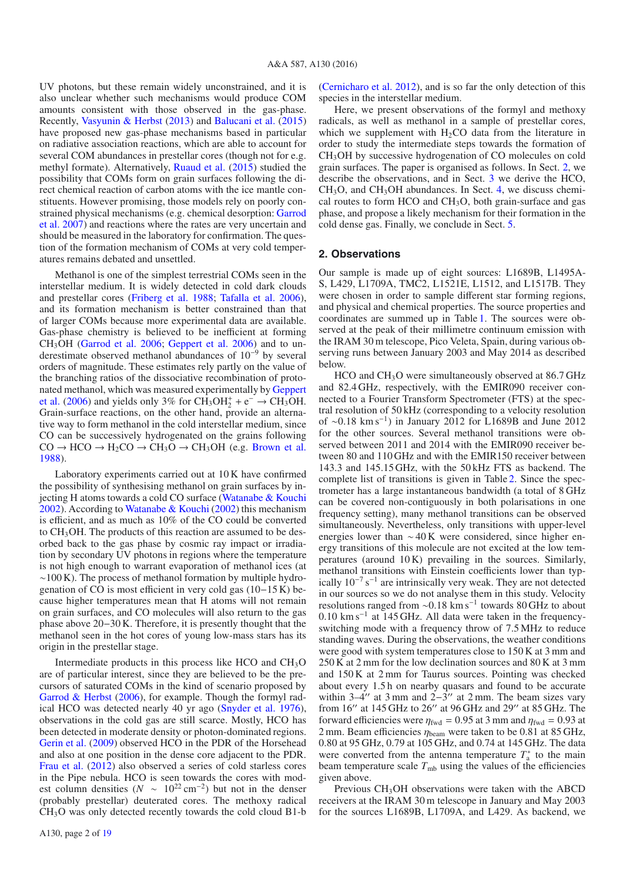UV photons, but these remain widely unconstrained, and it is also unclear whether such mechanisms would produce COM amounts consistent with those observed in the gas-phase. Recently, Vasyunin & Herbst (2013) and Balucani et al. (2015) have proposed new gas-phase mechanisms based in particular on radiative association reactions, which are able to account for several COM abundances in prestellar cores (though not for e.g. methyl formate). Alternatively, Ruaud et al. (2015) studied the possibility that COMs form on grain surfaces following the direct chemical reaction of carbon atoms with the ice mantle constituents. However promising, those models rely on poorly constrained physical mechanisms (e.g. chemical desorption: Garrod et al. 2007) and reactions where the rates are very uncertain and should be measured in the laboratory for confirmation. The question of the formation mechanism of COMs at very cold temperatures remains debated and unsettled.

Methanol is one of the simplest terrestrial COMs seen in the interstellar medium. It is widely detected in cold dark clouds and prestellar cores (Friberg et al. 1988; Tafalla et al. 2006), and its formation mechanism is better constrained than that of larger COMs because more experimental data are available. Gas-phase chemistry is believed to be inefficient at forming $CH_3OH$ (Garrod et al. 2006; Geppert et al. 2006) and to underestimate observed methanol abundances of $10^{-9}$ by several orders of magnitude. These estimates rely partly on the value of the branching ratios of the dissociative recombination of protonated methanol, which was measured experimentally by Geppert et al. (2006) and yields only 3% for $CH_3OH_2^+ + e^- \rightarrow CH_3OH$. Grain-surface reactions, on the other hand, provide an alternative way to form methanol in the cold interstellar medium, since CO can be successively hydrogenated on the grains following $CO \rightarrow HCO \rightarrow H_2CO \rightarrow CH_3O \rightarrow CH_3OH$ (e.g. Brown et al. 1988).

Laboratory experiments carried out at 10 K have confirmed the possibility of synthesising methanol on grain surfaces by injecting H atoms towards a solid CO surface (Watanabe & Kouchi 2002). According to Watanabe & Kouchi (2002) this methanol is efficient, and as much as 10% of the CO could be converted to $CH_3OH$. The products of this reaction are assumed to be desorbed back to the gas phase by cosmic ray impact or irradiation by secondary UV photons in regions where the temperature is not high enough to warrant evaporation of methanol ices (at ~100 K). The process of methanol formation by multiple hydrogenation of CO is most efficient in very cold gas (10−15 K) because higher temperatures mean that H atoms will not remain on grain surfaces, and CO molecules will also return to the gas phase above 20−30 K. Therefore, it is presently thought that the methanol seen in the hot cores of young low-mass stars has its origin in the prestellar stage.

Intermediate products in this process like HCO and $CH_3O$ are of particular interest, since they are believed to be the precursors of saturated COMs in the kind of scenario proposed by Garrod & Herbst (2006), for example. Though the formyl radical HCO was detected nearly 40 yr ago (Snyder et al. 1976), observations in the cold gas are still scarce. Mostly, HCO has been detected in moderate density or photon-dominated regions. Gerin et al. (2009) observed HCO in the PDR of the Horsehead and also at one position in the dense core adjacent to the PDR. Frau et al. (2012) also observed a series of cold starless cores in the Pipe nebula. HCO is seen towards the cores with modest column densities ($N \sim 10^{22}$ cm$^{-2}$) but not in the denser (probably prestellar) deuterated cores. The methoxy radical $CH_3O$ was only detected recently towards the cold cloud B1-b (Cernicharo et al. 2012), and is so far the only detection of this species in the interstellar medium.

Here, we present observations of the formyl and methoxy radicals, as well as methanol in a sample of prestellar cores, which we supplement with $H_2CO$ data from the literature in order to study the intermediate steps towards the formation of $CH_3OH$ by successive hydrogenation of CO molecules on cold grain surfaces. The paper is organised as follows. In Sect. 2, we describe the observations, and in Sect. 3 we derive the HCO, $CH_3O$, and $CH_3OH$ abundances. In Sect. 4, we discuss chemical routes to form HCO and $CH_3O$, both grain-surface and gas phase, and propose a likely mechanism for their formation in the cold dense gas. Finally, we conclude in Sect. 5.

## 2. Observations

Our sample is made up of eight sources: L1689B, L1495A-S, L429, L1709A, TMC2, L1521E, L1512, and L1517B. They were chosen in order to sample different star forming regions, and physical and chemical properties. The source properties and coordinates are summed up in Table 1. The sources were observed at the peak of their millimetre continuum emission with the IRAM 30 m telescope, Pico Veleta, Spain, during various observing runs between January 2003 and May 2014 as described below.

HCO and $CH_3O$ were simultaneously observed at 86.7 GHz and 82.4 GHz, respectively, with the EMIR090 receiver connected to a Fourier Transform Spectrometer (FTS) at the spectral resolution of 50 kHz (corresponding to a velocity resolution of ~0.18 km s$^{-1}$) in January 2012 for L1689B and June 2012 for the other sources. Several methanol transitions were observed between 2011 and 2014 with the EMIR090 receiver between 80 and 110 GHz and with the EMIR150 receiver between 143.3 and 145.15 GHz, with the 50 kHz FTS as backend. The complete list of transitions is given in Table 2. Since the spectrometer has a large instantaneous bandwidth (a total of 8 GHz can be covered non-contiguously in both polarisations in one frequency setting), many methanol transitions can be observed simultaneously. Nevertheless, only transitions with upper-level energies lower than ~40 K were considered, since higher energy transitions of this molecule are not excited at the low temperatures (around 10 K) prevailing in the sources. Similarly, methanol transitions with Einstein coefficients lower than typically $10^{-7}$ s$^{-1}$ are intrinsically very weak. They are not detected in our sources so we do not analyse them in this study. Velocity resolutions ranged from ~0.18 km s$^{-1}$ towards 80 GHz to about 0.10 km s$^{-1}$ at 145 GHz. All data were taken in the frequency-switching mode with a frequency throw of 7.5 MHz to reduce standing waves. During the observations, the weather conditions were good with system temperatures close to 150 K at 3 mm and 250 K at 2 mm for the low declination sources and 80 K at 3 mm and 150 K at 2 mm for Taurus sources. Pointing was checked about every 1.5 h on nearby quasars and found to be accurate within 3–4″ at 3 mm and 2–3″ at 2 mm. The beam sizes vary from 16″ at 145 GHz to 26″ at 96 GHz and 29″ at 85 GHz. The forward efficiencies were $\eta_{\rm fwd}$ = 0.95 at 3 mm and $\eta_{\rm fwd}$ = 0.93 at 2 mm. Beam efficiencies $\eta_{\rm beam}$ were taken to be 0.81 at 85 GHz, 0.80 at 95 GHz, 0.79 at 105 GHz, and 0.74 at 145 GHz. The data were converted from the antenna temperature $T_{\rm a}^*$ to the main beam temperature scale $T_{\rm mb}$ using the values of the efficiencies given above.

Previous $CH_3OH$ observations were taken with the ABCD receivers at the IRAM 30 m telescope in January and May 2003 for the sources L1689B, L1709A, and L429. As backend, we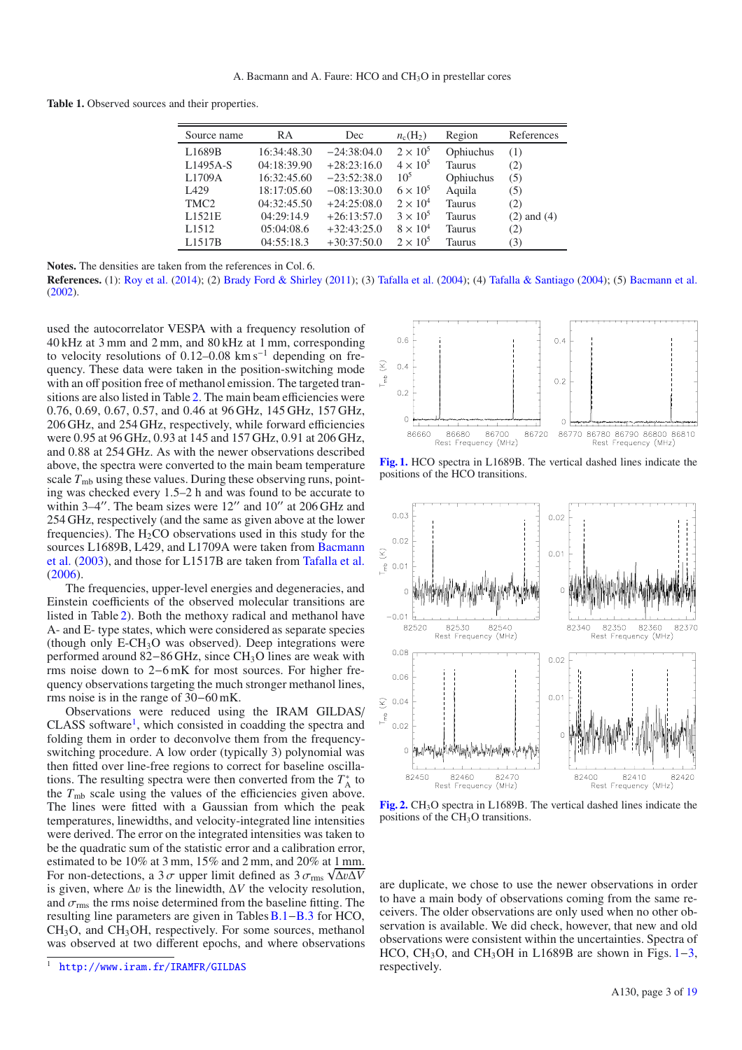**Table 1.** Observed sources and their properties.

| Source name | RA | Dec | $n_c(H_2)$ | Region | References |
|---|---|---|---|---|---|
| L1689B | 16:34:48.30 | −24:38:04.0 | $2 \times 10^5$ | Ophiuchus | (1) |
| L1495A-S | 04:18:39.90 | +28:23:16.0 | $4 \times 10^5$ | Taurus | (2) |
| L1709A | 16:32:45.60 | −23:52:38.0 | $10^5$ | Ophiuchus | (5) |
| L429 | 18:17:05.60 | −08:13:30.0 | $6 \times 10^5$ | Aquila | (5) |
| TMC2 | 04:32:45.50 | +24:25:08.0 | $2 \times 10^4$ | Taurus | (2) |
| L1521E | 04:29:14.9 | +26:13:57.0 | $3 \times 10^5$ | Taurus | (2) and (4) |
| L1512 | 05:04:08.6 | +32:43:25.0 | $8 \times 10^4$ | Taurus | (2) |
| L1517B | 04:55:18.3 | +30:37:50.0 | $2 \times 10^5$ | Taurus | (3) |

**Notes.** The densities are taken from the references in Col. 6.

**References.** (1): Roy et al. (2014); (2) Brady Ford & Shirley (2011); (3) Tafalla et al. (2004); (4) Tafalla & Santiago (2004); (5) Bacmann et al. (2002).

used the autocorrelator VESPA with a frequency resolution of 40 kHz at 3 mm and 2 mm, and 80 kHz at 1 mm, corresponding to velocity resolutions of 0.12–0.08 km s$^{-1}$ depending on frequency. These data were taken in the position-switching mode with an off position free of methanol emission. The targeted transitions are also listed in Table 2. The main beam efficiencies were 0.76, 0.69, 0.67, 0.57, and 0.46 at 96 GHz, 145 GHz, 157 GHz, 206 GHz, and 254 GHz, respectively, while forward efficiencies were 0.95 at 96 GHz, 0.93 at 145 and 157 GHz, 0.91 at 206 GHz, and 0.88 at 254 GHz. As with the newer observations described above, the spectra were converted to the main beam temperature scale $T_{mb}$ using these values. During these observing runs, pointing was checked every 1.5–2 h and was found to be accurate to within 3–4″. The beam sizes were 12″ and 10″ at 206 GHz and 254 GHz, respectively (and the same as given above at the lower frequencies). The $H_2CO$ observations used in this study for the sources L1689B, L429, and L1709A were taken from Bacmann et al. (2003), and those for L1517B are taken from Tafalla et al. (2006).

The frequencies, upper-level energies and degeneracies, and Einstein coefficients of the observed molecular transitions are listed in Table 2). Both the methoxy radical and methanol have A- and E- type states, which were considered as separate species (though only E-$CH_3O$ was observed). Deep integrations were performed around 82−86 GHz, since $CH_3O$ lines are weak with rms noise down to 2−6 mK for most sources. For higher frequency observations targeting the much stronger methanol lines, rms noise is in the range of 30−60 mK.

Observations were reduced using the IRAM GILDAS/CLASS software[1], which consisted in coadding the spectra and folding them in order to deconvolve them from the frequency-switching procedure. A low order (typically 3) polynomial was then fitted over line-free regions to correct for baseline oscillations. The resulting spectra were then converted from the $T_A^*$ to the $T_{mb}$ scale using the values of the efficiencies given above. The lines were fitted with a Gaussian from which the peak temperatures, linewidths, and velocity-integrated line intensities were derived. The error on the integrated intensities was taken to be the quadratic sum of the statistic error and a calibration error, estimated to be 10% at 3 mm, 15% and 2 mm, and 20% at 1 mm. For non-detections, a $3\,\sigma$ upper limit defined as $3\,\sigma_{rms}\sqrt{\Delta v \Delta V}$ is given, where $\Delta v$ is the linewidth, $\Delta V$ the velocity resolution, and $\sigma_{rms}$ the rms noise determined from the baseline fitting. The resulting line parameters are given in Tables B.1–B.3 for HCO, $CH_3O$, and $CH_3OH$, respectively. For some sources, methanol was observed at two different epochs, and where observations are duplicate, we chose to use the newer observations in order to have a main body of observations coming from the same receivers. The older observations are only used when no other observation is available. We did check, however, that new and old observations were consistent within the uncertainties. Spectra of HCO, $CH_3O$, and $CH_3OH$ in L1689B are shown in Figs. 1–3, respectively.

[1] http://www.iram.fr/IRAMFR/GILDAS

**Fig. 1.** HCO spectra in L1689B. The vertical dashed lines indicate the positions of the HCO transitions.

**Fig. 2.** $CH_3O$ spectra in L1689B. The vertical dashed lines indicate the positions of the $CH_3O$ transitions.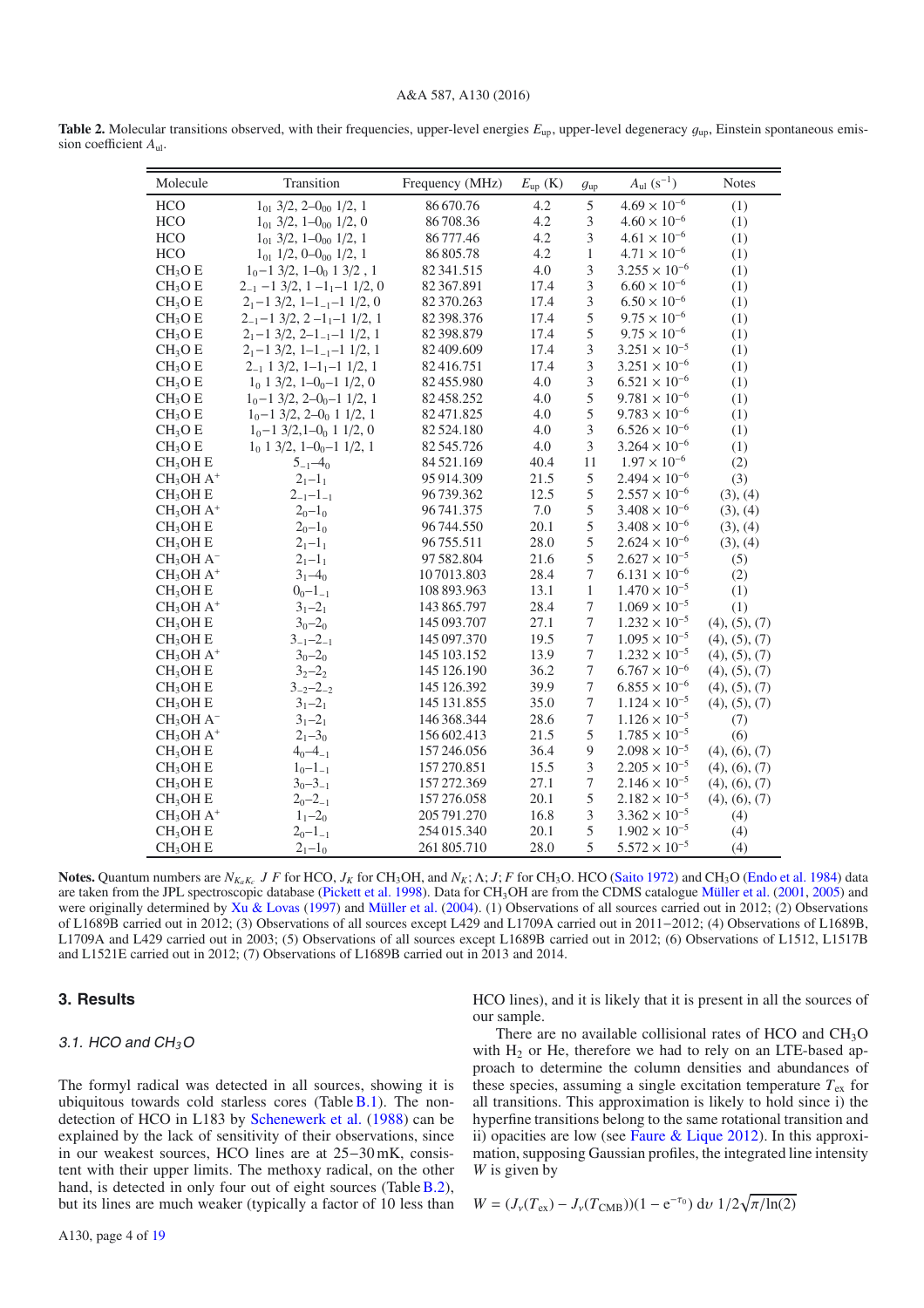**Table 2.** Molecular transitions observed, with their frequencies, upper-level energies $E_{up}$, upper-level degeneracy $g_{up}$, Einstein spontaneous emission coefficient $A_{ul}$.

| Molecule | Transition | Frequency (MHz) | $E_{up}$ (K) | $g_{up}$ | $A_{ul}$ ($s^{-1}$) | Notes |
|---|---|---|---|---|---|---|
| HCO | $1_{01}$ 3/2, 2–$0_{00}$ 1/2, 1 | 86 670.76 | 4.2 | 5 | $4.69 \times 10^{-6}$ | (1) |
| HCO | $1_{01}$ 3/2, 1–$0_{00}$ 1/2, 0 | 86 708.36 | 4.2 | 3 | $4.60 \times 10^{-6}$ | (1) |
| HCO | $1_{01}$ 3/2, 1–$0_{00}$ 1/2, 1 | 86 777.46 | 4.2 | 3 | $4.61 \times 10^{-6}$ | (1) |
| HCO | $1_{01}$ 1/2, 0–$0_{00}$ 1/2, 1 | 86 805.78 | 4.2 | 1 | $4.71 \times 10^{-6}$ | (1) |
| $CH_3O$ E | $1_0$–1 3/2, 1–$0_0$ 1 3/2 , 1 | 82 341.515 | 4.0 | 3 | $3.255 \times 10^{-6}$ | (1) |
| $CH_3O$ E | $2_{-1}$ –1 3/2, 1 –$1_{-1}$–1 1/2, 0 | 82 367.891 | 17.4 | 3 | $6.60 \times 10^{-6}$ | (1) |
| $CH_3O$ E | $2_1$–1 3/2, 1–$1_{-1}$–1 1/2, 0 | 82 370.263 | 17.4 | 3 | $6.50 \times 10^{-6}$ | (1) |
| $CH_3O$ E | $2_{-1}$–1 3/2, 2 –$1_1$–1 1/2, 1 | 82 398.376 | 17.4 | 5 | $9.75 \times 10^{-6}$ | (1) |
| $CH_3O$ E | $2_1$–1 3/2, 2–$1_{-1}$–1 1/2, 1 | 82 398.879 | 17.4 | 5 | $9.75 \times 10^{-6}$ | (1) |
| $CH_3O$ E | $2_1$–1 3/2, 1–$1_{-1}$–1 1/2, 1 | 82 409.609 | 17.4 | 3 | $3.251 \times 10^{-5}$ | (1) |
| $CH_3O$ E | $2_{-1}$ 1 3/2, 1–$1_1$–1 1/2, 1 | 82 416.751 | 17.4 | 3 | $3.251 \times 10^{-6}$ | (1) |
| $CH_3O$ E | $1_0$ 1 3/2, 1–$0_0$–1 1/2, 0 | 82 455.980 | 4.0 | 3 | $6.521 \times 10^{-6}$ | (1) |
| $CH_3O$ E | $1_0$–1 3/2, 2–$0_0$–1 1/2, 1 | 82 458.252 | 4.0 | 5 | $9.781 \times 10^{-6}$ | (1) |
| $CH_3O$ E | $1_0$–1 3/2, 2–$0_0$ 1 1/2, 1 | 82 471.825 | 4.0 | 5 | $9.783 \times 10^{-6}$ | (1) |
| $CH_3O$ E | $1_0$–1 3/2,1–$0_0$ 1 1/2, 0 | 82 524.180 | 4.0 | 3 | $6.526 \times 10^{-6}$ | (1) |
| $CH_3O$ E | $1_0$ 1 3/2, 1–$0_0$–1 1/2, 1 | 82 545.726 | 4.0 | 3 | $3.264 \times 10^{-6}$ | (1) |
| $CH_3OH$ E | $5_{-1}$–$4_0$ | 84 521.169 | 40.4 | 11 | $1.97 \times 10^{-6}$ | (2) |
| $CH_3OH$ $A^+$ | $2_1$–$1_1$ | 95 914.309 | 21.5 | 5 | $2.494 \times 10^{-6}$ | (3) |
| $CH_3OH$ E | $2_{-1}$–$1_{-1}$ | 96 739.362 | 12.5 | 5 | $2.557 \times 10^{-6}$ | (3), (4) |
| $CH_3OH$ $A^+$ | $2_0$–$1_0$ | 96 741.375 | 7.0 | 5 | $3.408 \times 10^{-6}$ | (3), (4) |
| $CH_3OH$ E | $2_0$–$1_0$ | 96 744.550 | 20.1 | 5 | $3.408 \times 10^{-6}$ | (3), (4) |
| $CH_3OH$ E | $2_1$–$1_1$ | 96 755.511 | 28.0 | 5 | $2.624 \times 10^{-6}$ | (3), (4) |
| $CH_3OH$ $A^-$ | $2_1$–$1_1$ | 97 582.804 | 21.6 | 5 | $2.627 \times 10^{-5}$ | (5) |
| $CH_3OH$ $A^+$ | $3_1$–$4_0$ | 107 013.803 | 28.4 | 7 | $6.131 \times 10^{-6}$ | (2) |
| $CH_3OH$ E | $0_0$–$1_{-1}$ | 108 893.963 | 13.1 | 1 | $1.470 \times 10^{-5}$ | (1) |
| $CH_3OH$ $A^+$ | $3_1$–$2_1$ | 143 865.797 | 28.4 | 7 | $1.069 \times 10^{-5}$ | (1) |
| $CH_3OH$ E | $3_0$–$2_0$ | 145 093.707 | 27.1 | 7 | $1.232 \times 10^{-5}$ | (4), (5), (7) |
| $CH_3OH$ E | $3_{-1}$–$2_{-1}$ | 145 097.370 | 19.5 | 7 | $1.095 \times 10^{-5}$ | (4), (5), (7) |
| $CH_3OH$ $A^+$ | $3_0$–$2_0$ | 145 103.152 | 13.9 | 7 | $1.232 \times 10^{-5}$ | (4), (5), (7) |
| $CH_3OH$ E | $3_2$–$2_2$ | 145 126.190 | 36.2 | 7 | $6.767 \times 10^{-6}$ | (4), (5), (7) |
| $CH_3OH$ E | $3_{-2}$–$2_{-2}$ | 145 126.392 | 39.9 | 7 | $6.855 \times 10^{-6}$ | (4), (5), (7) |
| $CH_3OH$ E | $3_1$–$2_1$ | 145 131.855 | 35.0 | 7 | $1.124 \times 10^{-5}$ | (4), (5), (7) |
| $CH_3OH$ $A^-$ | $3_1$–$2_1$ | 146 368.344 | 28.6 | 7 | $1.126 \times 10^{-5}$ | (7) |
| $CH_3OH$ $A^+$ | $2_1$–$3_0$ | 156 602.413 | 21.5 | 5 | $1.785 \times 10^{-5}$ | (6) |
| $CH_3OH$ E | $4_0$–$4_{-1}$ | 157 246.056 | 36.4 | 9 | $2.098 \times 10^{-5}$ | (4), (6), (7) |
| $CH_3OH$ E | $1_0$–$1_{-1}$ | 157 270.851 | 15.5 | 3 | $2.205 \times 10^{-5}$ | (4), (6), (7) |
| $CH_3OH$ E | $3_0$–$3_{-1}$ | 157 272.369 | 27.1 | 7 | $2.146 \times 10^{-5}$ | (4), (6), (7) |
| $CH_3OH$ E | $2_0$–$2_{-1}$ | 157 276.058 | 20.1 | 5 | $2.182 \times 10^{-5}$ | (4), (6), (7) |
| $CH_3OH$ $A^+$ | $1_1$–$2_0$ | 205 791.270 | 16.8 | 3 | $3.362 \times 10^{-5}$ | (4) |
| $CH_3OH$ E | $2_0$–$1_{-1}$ | 254 015.340 | 20.1 | 5 | $1.902 \times 10^{-5}$ | (4) |
| $CH_3OH$ E | $2_1$–$1_0$ | 261 805.710 | 28.0 | 5 | $5.572 \times 10^{-5}$ | (4) |

**Notes.** Quantum numbers are $N_{K_a K_c}$ $J$ $F$ for HCO, $J_K$ for $CH_3OH$, and $N_K$; $\Lambda$; $J$; $F$ for $CH_3O$. HCO (Saito 1972) and $CH_3O$ (Endo et al. 1984) data are taken from the JPL spectroscopic database (Pickett et al. 1998). Data for $CH_3OH$ are from the CDMS catalogue Müller et al. (2001, 2005) and were originally determined by Xu & Lovas (1997) and Müller et al. (2004). (1) Observations of all sources carried out in 2012; (2) Observations of L1689B carried out in 2012; (3) Observations of all sources except L429 and L1709A carried out in 2011−2012; (4) Observations of L1689B, L1709A and L429 carried out in 2003; (5) Observations of all sources except L1689B carried out in 2012; (6) Observations of L1512, L1517B and L1521E carried out in 2012; (7) Observations of L1689B carried out in 2013 and 2014.

## 3. Results

### 3.1. HCO and $CH_3O$

The formyl radical was detected in all sources, showing it is ubiquitous towards cold starless cores (Table B.1). The non-detection of HCO in L183 by Schenewerk et al. (1988) can be explained by the lack of sensitivity of their observations, since in our weakest sources, HCO lines are at 25−30 mK, consistent with their upper limits. The methoxy radical, on the other hand, is detected in only four out of eight sources (Table B.2), but its lines are much weaker (typically a factor of 10 less than HCO lines), and it is likely that it is present in all the sources of our sample.

There are no available collisional rates of HCO and $CH_3O$ with $H_2$ or He, therefore we had to rely on an LTE-based approach to determine the column densities and abundances of these species, assuming a single excitation temperature $T_{ex}$ for all transitions. This approximation is likely to hold since i) the hyperfine transitions belong to the same rotational transition and ii) opacities are low (see Faure & Lique 2012). In this approximation, supposing Gaussian profiles, the integrated line intensity $W$ is given by

$$W = (J_\nu(T_{ex}) - J_\nu(T_{CMB}))(1 - e^{-\tau_0})\, d\upsilon\; 1/2\sqrt{\pi/\ln(2)}$$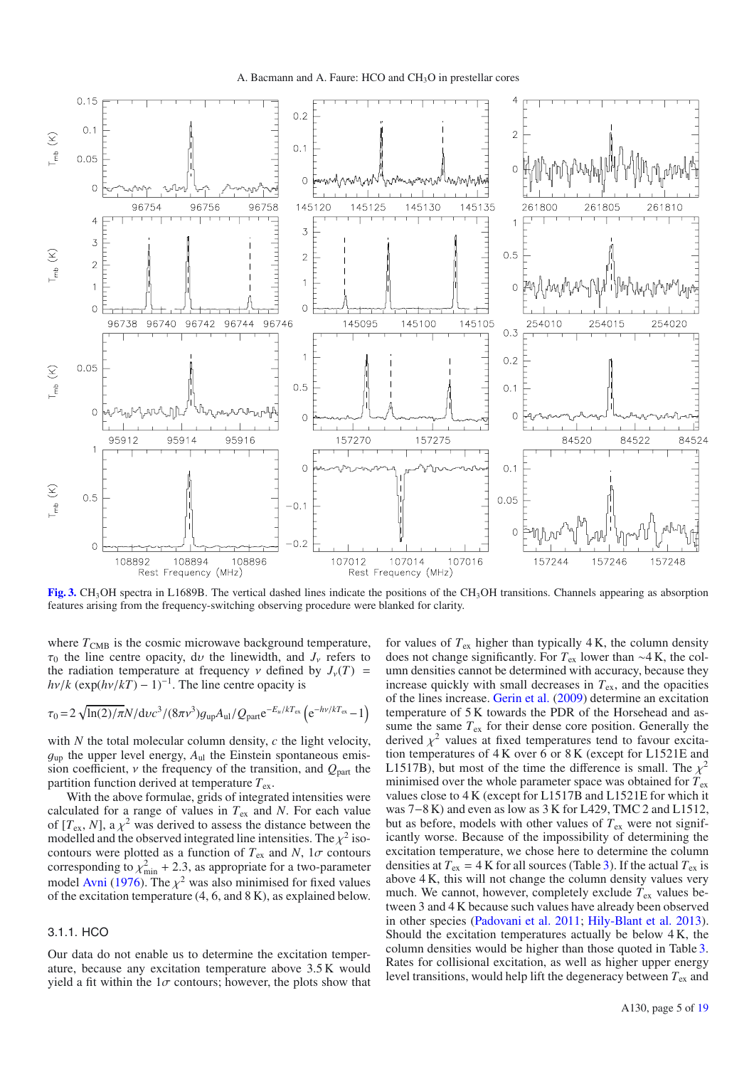**Fig. 3.** $CH_3OH$ spectra in L1689B. The vertical dashed lines indicate the positions of the $CH_3OH$ transitions. Channels appearing as absorption features arising from the frequency-switching observing procedure were blanked for clarity.

where $T_{\rm CMB}$ is the cosmic microwave background temperature, $\tau_0$ the line centre opacity, $d\upsilon$ the linewidth, and $J_\nu$ refers to the radiation temperature at frequency $\nu$ defined by $J_\nu(T) = h\nu/k\ (\exp(h\nu/kT) - 1)^{-1}$. The line centre opacity is

$$\tau_0 = 2\sqrt{\ln(2)/\pi}N/\mathrm{d}\upsilon c^3/(8\pi\nu^3)g_{\rm up}A_{\rm ul}/Q_{\rm part}\mathrm{e}^{-E_{\rm u}/kT_{\rm ex}}\left(\mathrm{e}^{-h\nu/kT_{\rm ex}}-1\right)$$

with $N$ the total molecular column density, $c$ the light velocity, $g_{\rm up}$ the upper level energy, $A_{\rm ul}$ the Einstein spontaneous emission coefficient, $\nu$ the frequency of the transition, and $Q_{\rm part}$ the partition function derived at temperature $T_{\rm ex}$.

With the above formulae, grids of integrated intensities were calculated for a range of values in $T_{\rm ex}$ and $N$. For each value of $[T_{\rm ex}, N]$, a $\chi^2$ was derived to assess the distance between the modelled and the observed integrated line intensities. The $\chi^2$ isocontours were plotted as a function of $T_{\rm ex}$ and $N$, $1\sigma$ contours corresponding to $\chi^2_{\rm min} + 2.3$, as appropriate for a two-parameter model Avni (1976). The $\chi^2$ was also minimised for fixed values of the excitation temperature (4, 6, and 8 K), as explained below.

#### 3.1.1. HCO

Our data do not enable us to determine the excitation temperature, because any excitation temperature above 3.5 K would yield a fit within the $1\sigma$ contours; however, the plots show that for values of $T_{\rm ex}$ higher than typically 4 K, the column density does not change significantly. For $T_{\rm ex}$ lower than ∼4 K, the column densities cannot be determined with accuracy, because they increase quickly with small decreases in $T_{\rm ex}$, and the opacities of the lines increase. Gerin et al. (2009) determine an excitation temperature of 5 K towards the PDR of the Horsehead and assume the same $T_{\rm ex}$ for their dense core position. Generally the derived $\chi^2$ values at fixed temperatures tend to favour excitation temperatures of 4 K over 6 or 8 K (except for L1521E and L1517B), but most of the time the difference is small. The $\chi^2$ minimised over the whole parameter space was obtained for $T_{\rm ex}$ values close to 4 K (except for L1517B and L1521E for which it was 7−8 K) and even as low as 3 K for L429, TMC 2 and L1512, but as before, models with other values of $T_{\rm ex}$ were not significantly worse. Because of the impossibility of determining the excitation temperature, we chose here to determine the column densities at $T_{\rm ex}$ = 4 K for all sources (Table 3). If the actual $T_{\rm ex}$ is above 4 K, this will not change the column density values very much. We cannot, however, completely exclude $T_{\rm ex}$ values between 3 and 4 K because such values have already been observed in other species (Padovani et al. 2011; Hily-Blant et al. 2013). Should the excitation temperatures actually be below 4 K, the column densities would be higher than those quoted in Table 3. Rates for collisional excitation, as well as higher upper energy level transitions, would help lift the degeneracy between $T_{\rm ex}$ and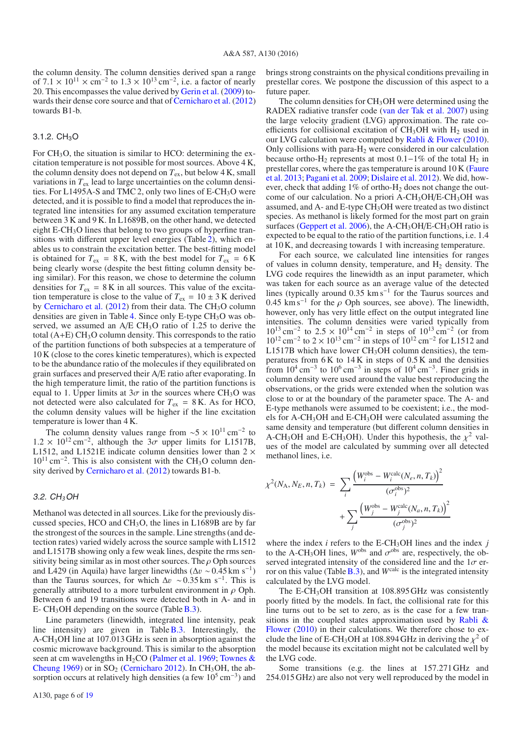the column density. The column densities derived span a range of $7.1 \times 10^{11} \times \mathrm{cm}^{-2}$ to $1.3 \times 10^{13}\,\mathrm{cm}^{-2}$, i.e. a factor of nearly 20. This encompasses the value derived by Gerin et al. (2009) towards their dense core source and that of Cernicharo et al. (2012) towards B1-b.

### 3.1.2. $CH_3O$

For $CH_3O$, the situation is similar to HCO: determining the excitation temperature is not possible for most sources. Above 4 K, the column density does not depend on $T_{\mathrm{ex}}$, but below 4 K, small variations in $T_{\mathrm{ex}}$ lead to large uncertainties on the column densities. For L1495A-S and TMC 2, only two lines of E-$CH_3O$ were detected, and it is possible to find a model that reproduces the integrated line intensities for any assumed excitation temperature between 3 K and 9 K. In L1689B, on the other hand, we detected eight E-$CH_3O$ lines that belong to two groups of hyperfine transitions with different upper level energies (Table 2), which enables us to constrain the excitation better. The best-fitting model is obtained for $T_{\mathrm{ex}} = 8$ K, with the best model for $T_{\mathrm{ex}} = 6$ K being clearly worse (despite the best fitting column density being similar). For this reason, we chose to determine the column densities for $T_{\mathrm{ex}} = 8$ K in all sources. This value of the excitation temperature is close to the value of $T_{\mathrm{ex}} = 10 \pm 3$ K derived by Cernicharo et al. (2012) from their data. The $CH_3O$ column densities are given in Table 4. Since only E-type $CH_3O$ was observed, we assumed an A/E $CH_3O$ ratio of 1.25 to derive the total (A+E) $CH_3O$ column density. This corresponds to the ratio of the partition functions of both subspecies at a temperature of 10 K (close to the cores kinetic temperatures), which is expected to be the abundance ratio of the molecules if they equilibrated on grain surfaces and preserved their A/E ratio after evaporating. In the high temperature limit, the ratio of the partition functions is equal to 1. Upper limits at $3\sigma$ in the sources where $CH_3O$ was not detected were also calculated for $T_{\mathrm{ex}} = 8$ K. As for HCO, the column density values will be higher if the line excitation temperature is lower than 4 K.

The column density values range from $\sim 5 \times 10^{11}\,\mathrm{cm}^{-2}$ to $1.2 \times 10^{12}\,\mathrm{cm}^{-2}$, although the $3\sigma$ upper limits for L1517B, L1512, and L1521E indicate column densities lower than $2 \times 10^{11}\,\mathrm{cm}^{-2}$. This is also consistent with the $CH_3O$ column density derived by Cernicharo et al. (2012) towards B1-b.

### 3.2. $CH_3OH$

Methanol was detected in all sources. Like for the previously discussed species, HCO and $CH_3O$, the lines in L1689B are by far the strongest of the sources in the sample. Line strengths (and detection rates) varied widely across the source sample with L1512 and L1517B showing only a few weak lines, despite the rms sensitivity being similar as in most other sources. The $\rho$ Oph sources and L429 (in Aquila) have larger linewidths ($\Delta v \sim 0.45\,\mathrm{km\,s}^{-1}$) than the Taurus sources, for which $\Delta v\ \sim 0.35\,\mathrm{km\,s}^{-1}$. This is generally attributed to a more turbulent environment in $\rho$ Oph. Between 6 and 19 transitions were detected both in A- and in E- $CH_3OH$ depending on the source (Table B.3).

Line parameters (linewidth, integrated line intensity, peak line intensity) are given in Table B.3. Interestingly, the A-$CH_3OH$ line at 107.013 GHz is seen in absorption against the cosmic microwave background. This is similar to the absorption seen at cm wavelengths in $H_2CO$ (Palmer et al. 1969; Townes & Cheung 1969) or in $SO_2$ (Cernicharo 2012). In $CH_3OH$, the absorption occurs at relatively high densities (a few $10^5\,\mathrm{cm}^{-3}$) and brings strong constraints on the physical conditions prevailing in prestellar cores. We postpone the discussion of this aspect to a future paper.

The column densities for $CH_3OH$ were determined using the RADEX radiative transfer code (van der Tak et al. 2007) using the large velocity gradient (LVG) approximation. The rate coefficients for collisional excitation of $CH_3OH$ with $H_2$ used in our LVG calculation were computed by Rabli & Flower (2010). Only collisions with para-$H_2$ were considered in our calculation because ortho-$H_2$ represents at most 0.1−1% of the total $H_2$ in prestellar cores, where the gas temperature is around 10 K (Faure et al. 2013; Pagani et al. 2009; Dislaire et al. 2012). We did, however, check that adding 1% of ortho-$H_2$ does not change the outcome of our calculation. No a priori A-$CH_3OH$/E-$CH_3OH$ was assumed, and A- and E-type $CH_3OH$ were treated as two distinct species. As methanol is likely formed for the most part on grain surfaces (Geppert et al. 2006), the A-$CH_3OH$/E-$CH_3OH$ ratio is expected to be equal to the ratio of the partition functions, i.e. 1.4 at 10 K, and decreasing towards 1 with increasing temperature.

For each source, we calculated line intensities for ranges of values in column density, temperature, and $H_2$ density. The LVG code requires the linewidth as an input parameter, which was taken for each source as an average value of the detected lines (typically around $0.35\,\mathrm{km\,s}^{-1}$ for the Taurus sources and $0.45\,\mathrm{km\,s}^{-1}$ for the $\rho$ Oph sources, see above). The linewidth, however, only has very little effect on the output integrated line intensities. The column densities were varied typically from $10^{13}\,\mathrm{cm}^{-2}$ to $2.5 \times 10^{14}\,\mathrm{cm}^{-2}$ in steps of $10^{13}\,\mathrm{cm}^{-2}$ (or from $10^{12}\,\mathrm{cm}^{-2}$ to $2 \times 10^{13}\,\mathrm{cm}^{-2}$ in steps of $10^{12}\,\mathrm{cm}^{-2}$ for L1512 and L1517B which have lower $CH_3OH$ column densities), the temperatures from 6 K to 14 K in steps of 0.5 K and the densities from $10^4\,\mathrm{cm}^{-3}$ to $10^6\,\mathrm{cm}^{-3}$ in steps of $10^4\,\mathrm{cm}^{-3}$. Finer grids in column density were used around the value best reproducing the observations, or the grids were extended when the solution was close to or at the boundary of the parameter space. The A- and E-type methanols were assumed to be coexistent; i.e., the models for A-$CH_3OH$ and E-$CH_3OH$ were calculated assuming the same density and temperature (but different column densities in A-$CH_3OH$ and E-$CH_3OH$). Under this hypothesis, the $\chi^2$ values of the model are calculated by summing over all detected methanol lines, i.e.

$$\chi^2(N_{\mathrm{A}}, N_E, n, T_k) = \sum_i \frac{\left(W_i^{\mathrm{obs}} - W_i^{\mathrm{calc}}(N_e, n, T_k)\right)^2}{(\sigma_i^{\mathrm{obs}})^2} + \sum_j \frac{\left(W_j^{\mathrm{obs}} - W_j^{\mathrm{calc}}(N_a, n, T_k)\right)^2}{(\sigma_j^{\mathrm{obs}})^2}$$

where the index $i$ refers to the E-$CH_3OH$ lines and the index $j$ to the A-$CH_3OH$ lines, $W^{\mathrm{obs}}$ and $\sigma^{\mathrm{obs}}$ are, respectively, the observed integrated intensity of the considered line and the $1\sigma$ error on this value (Table B.3), and $W^{\mathrm{calc}}$ is the integrated intensity calculated by the LVG model.

The E-$CH_3OH$ transition at 108.895 GHz was consistently poorly fitted by the models. In fact, the collisional rate for this line turns out to be set to zero, as is the case for a few transitions in the coupled states approximation used by Rabli & Flower (2010) in their calculations. We therefore chose to exclude the line of E-$CH_3OH$ at 108.894 GHz in deriving the $\chi^2$ of the model because its excitation might not be calculated well by the LVG code.

Some transitions (e.g. the lines at 157.271 GHz and 254.015 GHz) are also not very well reproduced by the model in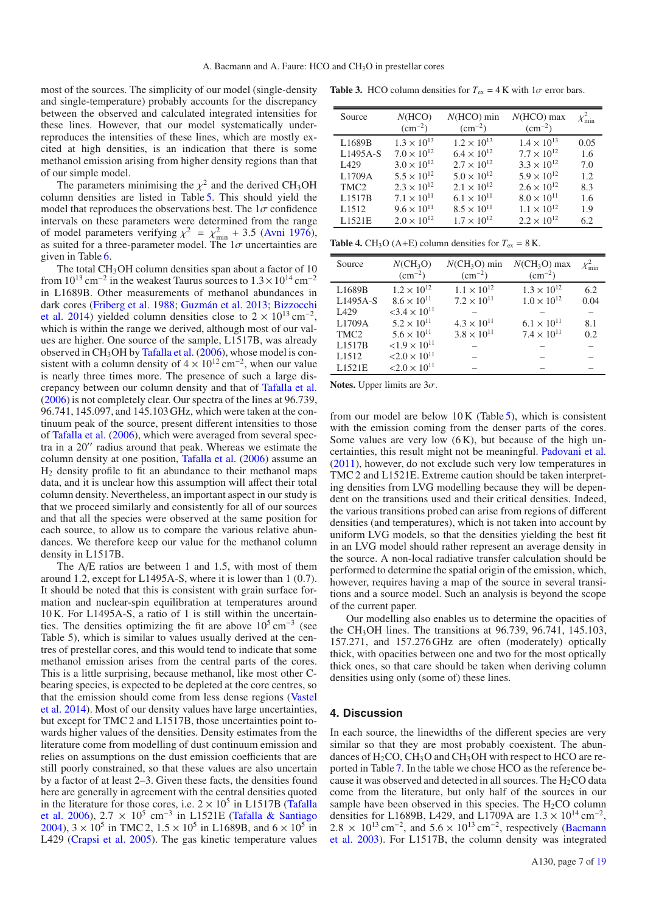most of the sources. The simplicity of our model (single-density and single-temperature) probably accounts for the discrepancy between the observed and calculated integrated intensities for these lines. However, that our model systematically under-reproduces the intensities of these lines, which are mostly excited at high densities, is an indication that there is some methanol emission arising from higher density regions than that of our simple model.

The parameters minimising the $\chi^2$ and the derived $CH_3OH$ column densities are listed in Table 5. This should yield the model that reproduces the observations best. The $1\sigma$ confidence intervals on these parameters were determined from the range of model parameters verifying $\chi^2 = \chi^2_{\rm min} + 3.5$ (Avni 1976), as suited for a three-parameter model. The $1\sigma$ uncertainties are given in Table 6.

The total $CH_3OH$ column densities span about a factor of 10 from $10^{13}$ cm$^{-2}$ in the weakest Taurus sources to $1.3\times10^{14}$ cm$^{-2}$ in L1689B. Other measurements of methanol abundances in dark cores (Friberg et al. 1988; Guzmán et al. 2013; Bizzocchi et al. 2014) yielded column densities close to $2 \times 10^{13}$ cm$^{-2}$, which is within the range we derived, although most of our values are higher. One source of the sample, L1517B, was already observed in $CH_3OH$ by Tafalla et al. (2006), whose model is consistent with a column density of $4 \times 10^{12}$ cm$^{-2}$, when our value is nearly three times more. The presence of such a large discrepancy between our column density and that of Tafalla et al. (2006) is not completely clear. Our spectra of the lines at 96.739, 96.741, 145.097, and 145.103 GHz, which were taken at the continuum peak of the source, present different intensities to those of Tafalla et al. (2006), which were averaged from several spectra in a 20″ radius around that peak. Whereas we estimate the column density at one position, Tafalla et al. (2006) assume an $H_2$ density profile to fit an abundance to their methanol maps data, and it is unclear how this assumption will affect their total column density. Nevertheless, an important aspect in our study is that we proceed similarly and consistently for all of our sources and that all the species were observed at the same position for each source, to allow us to compare the various relative abundances. We therefore keep our value for the methanol column density in L1517B.

The A/E ratios are between 1 and 1.5, with most of them around 1.2, except for L1495A-S, where it is lower than 1 (0.7). It should be noted that this is consistent with grain surface formation and nuclear-spin equilibration at temperatures around 10 K. For L1495A-S, a ratio of 1 is still within the uncertainties. The densities optimizing the fit are above $10^5$ cm$^{-3}$ (see Table 5), which is similar to values usually derived at the centres of prestellar cores, and this would tend to indicate that some methanol emission arises from the central parts of the cores. This is a little surprising, because methanol, like most other C-bearing species, is expected to be depleted at the core centres, so that the emission should come from less dense regions (Vastel et al. 2014). Most of our density values have large uncertainties, but except for TMC 2 and L1517B, those uncertainties point towards higher values of the densities. Density estimates from the literature come from modelling of dust continuum emission and relies on assumptions on the dust emission coefficients that are still poorly constrained, so that these values are also uncertain by a factor of at least 2–3. Given these facts, the densities found here are generally in agreement with the central densities quoted in the literature for those cores, i.e. $2 \times 10^5$ in L1517B (Tafalla et al. 2006), $2.7 \times 10^5$ cm$^{-3}$ in L1521E (Tafalla & Santiago 2004), $3 \times 10^5$ in TMC 2, $1.5 \times 10^5$ in L1689B, and $6 \times 10^5$ in L429 (Crapsi et al. 2005). The gas kinetic temperature values

**Table 3.** HCO column densities for $T_{\rm ex}$ = 4 K with $1\sigma$ error bars.

| Source | $N$(HCO) (cm$^{-2}$) | $N$(HCO) min (cm$^{-2}$) | $N$(HCO) max (cm$^{-2}$) | $\chi^2_{\rm min}$ |
|---|---|---|---|---|
| L1689B | $1.3 \times 10^{13}$ | $1.2 \times 10^{13}$ | $1.4 \times 10^{13}$ | 0.05 |
| L1495A-S | $7.0 \times 10^{12}$ | $6.4 \times 10^{12}$ | $7.7 \times 10^{12}$ | 1.6 |
| L429 | $3.0 \times 10^{12}$ | $2.7 \times 10^{12}$ | $3.3 \times 10^{12}$ | 7.0 |
| L1709A | $5.5 \times 10^{12}$ | $5.0 \times 10^{12}$ | $5.9 \times 10^{12}$ | 1.2 |
| TMC2 | $2.3 \times 10^{12}$ | $2.1 \times 10^{12}$ | $2.6 \times 10^{12}$ | 8.3 |
| L1517B | $7.1 \times 10^{11}$ | $6.1 \times 10^{11}$ | $8.0 \times 10^{11}$ | 1.6 |
| L1512 | $9.6 \times 10^{11}$ | $8.5 \times 10^{11}$ | $1.1 \times 10^{12}$ | 1.9 |
| L1521E | $2.0 \times 10^{12}$ | $1.7 \times 10^{12}$ | $2.2 \times 10^{12}$ | 6.2 |

**Table 4.** $CH_3O$ (A+E) column densities for $T_{\rm ex}$ = 8 K.

| Source | $N$($CH_3O$) (cm$^{-2}$) | $N$($CH_3O$) min (cm$^{-2}$) | $N$($CH_3O$) max (cm$^{-2}$) | $\chi^2_{\rm min}$ |
|---|---|---|---|---|
| L1689B | $1.2 \times 10^{12}$ | $1.1 \times 10^{12}$ | $1.3 \times 10^{12}$ | 6.2 |
| L1495A-S | $8.6 \times 10^{11}$ | $7.2 \times 10^{11}$ | $1.0 \times 10^{12}$ | 0.04 |
| L429 | $<3.4 \times 10^{11}$ | – | – | – |
| L1709A | $5.2 \times 10^{11}$ | $4.3 \times 10^{11}$ | $6.1 \times 10^{11}$ | 8.1 |
| TMC2 | $5.6 \times 10^{11}$ | $3.8 \times 10^{11}$ | $7.4 \times 10^{11}$ | 0.2 |
| L1517B | $<1.9 \times 10^{11}$ | – | – | – |
| L1512 | $<2.0 \times 10^{11}$ | – | – | – |
| L1521E | $<2.0 \times 10^{11}$ | – | – | – |

**Notes.** Upper limits are $3\sigma$.

from our model are below 10 K (Table 5), which is consistent with the emission coming from the denser parts of the cores. Some values are very low (6 K), but because of the high uncertainties, this result might not be meaningful. Padovani et al. (2011), however, do not exclude such very low temperatures in TMC 2 and L1521E. Extreme caution should be taken interpreting densities from LVG modelling because they will be dependent on the transitions used and their critical densities. Indeed, the various transitions probed can arise from regions of different densities (and temperatures), which is not taken into account by uniform LVG models, so that the densities yielding the best fit in an LVG model should rather represent an average density in the source. A non-local radiative transfer calculation should be performed to determine the spatial origin of the emission, which, however, requires having a map of the source in several transitions and a source model. Such an analysis is beyond the scope of the current paper.

Our modelling also enables us to determine the opacities of the $CH_3OH$ lines. The transitions at 96.739, 96.741, 145.103, 157.271, and 157.276 GHz are often (moderately) optically thick, with opacities between one and two for the most optically thick ones, so that care should be taken when deriving column densities using only (some of) these lines.

## 4. Discussion

In each source, the linewidths of the different species are very similar so that they are most probably coexistent. The abundances of $H_2CO$, $CH_3O$ and $CH_3OH$ with respect to HCO are reported in Table 7. In the table we chose HCO as the reference because it was observed and detected in all sources. The $H_2CO$ data come from the literature, but only half of the sources in our sample have been observed in this species. The $H_2CO$ column densities for L1689B, L429, and L1709A are $1.3 \times 10^{14}$ cm$^{-2}$, $2.8 \times 10^{13}$ cm$^{-2}$, and $5.6 \times 10^{13}$ cm$^{-2}$, respectively (Bacmann et al. 2003). For L1517B, the column density was integrated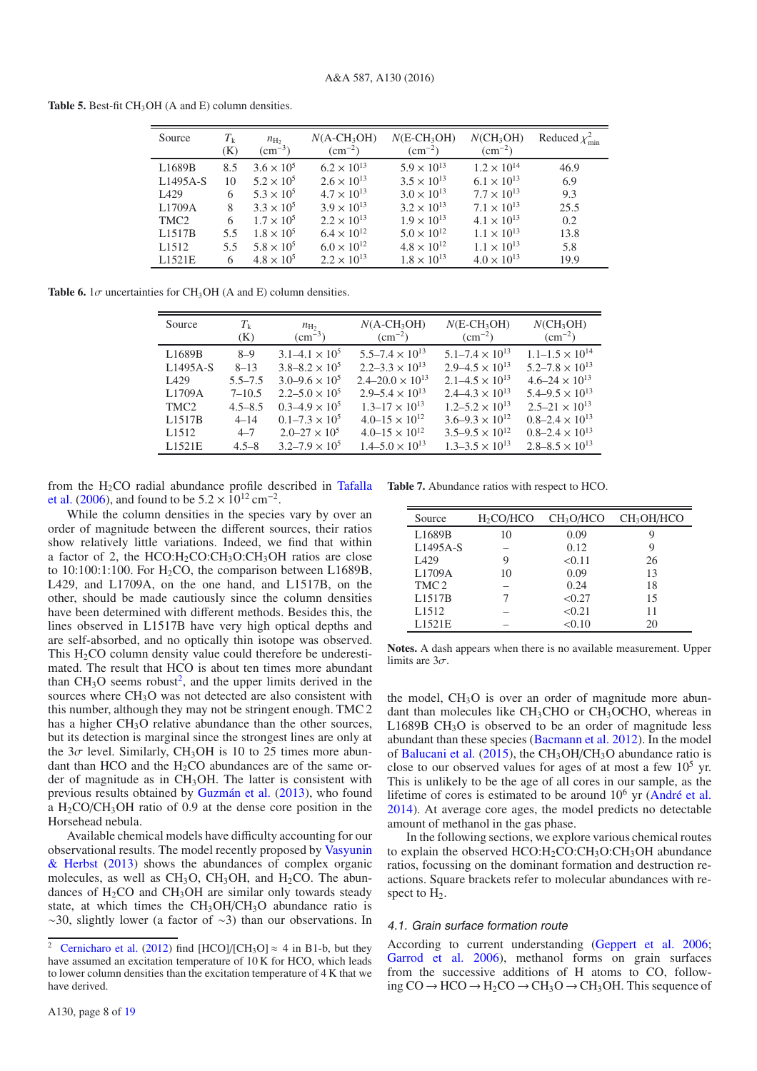**Table 5.** Best-fit $CH_3OH$ (A and E) column densities.

| Source | $T_k$ (K) | $n_{H_2}$ (cm$^{-3}$) | $N$(A-$CH_3OH$) (cm$^{-2}$) | $N$(E-$CH_3OH$) (cm$^{-2}$) | $N$($CH_3OH$) (cm$^{-2}$) | Reduced $\chi^2_{min}$ |
|---|---|---|---|---|---|---|
| L1689B | 8.5 | $3.6 \times 10^5$ | $6.2 \times 10^{13}$ | $5.9 \times 10^{13}$ | $1.2 \times 10^{14}$ | 46.9 |
| L1495A-S | 10 | $5.2 \times 10^5$ | $2.6 \times 10^{13}$ | $3.5 \times 10^{13}$ | $6.1 \times 10^{13}$ | 6.9 |
| L429 | 6 | $5.3 \times 10^5$ | $4.7 \times 10^{13}$ | $3.0 \times 10^{13}$ | $7.7 \times 10^{13}$ | 9.3 |
| L1709A | 8 | $3.3 \times 10^5$ | $3.9 \times 10^{13}$ | $3.2 \times 10^{13}$ | $7.1 \times 10^{13}$ | 25.5 |
| TMC2 | 6 | $1.7 \times 10^5$ | $2.2 \times 10^{13}$ | $1.9 \times 10^{13}$ | $4.1 \times 10^{13}$ | 0.2 |
| L1517B | 5.5 | $1.8 \times 10^5$ | $6.4 \times 10^{12}$ | $5.0 \times 10^{12}$ | $1.1 \times 10^{13}$ | 13.8 |
| L1512 | 5.5 | $5.8 \times 10^5$ | $6.0 \times 10^{12}$ | $4.8 \times 10^{12}$ | $1.1 \times 10^{13}$ | 5.8 |
| L1521E | 6 | $4.8 \times 10^5$ | $2.2 \times 10^{13}$ | $1.8 \times 10^{13}$ | $4.0 \times 10^{13}$ | 19.9 |

**Table 6.** $1\sigma$ uncertainties for $CH_3OH$ (A and E) column densities.

| Source | $T_k$ (K) | $n_{H_2}$ (cm$^{-3}$) | $N$(A-$CH_3OH$) (cm$^{-2}$) | $N$(E-$CH_3OH$) (cm$^{-2}$) | $N$($CH_3OH$) (cm$^{-2}$) |
|---|---|---|---|---|---|
| L1689B | 8–9 | $3.1–4.1 \times 10^5$ | $5.5–7.4 \times 10^{13}$ | $5.1–7.4 \times 10^{13}$ | $1.1–1.5 \times 10^{14}$ |
| L1495A-S | 8–13 | $3.8–8.2 \times 10^5$ | $2.2–3.3 \times 10^{13}$ | $2.9–4.5 \times 10^{13}$ | $5.2–7.8 \times 10^{13}$ |
| L429 | 5.5–7.5 | $3.0–9.6 \times 10^5$ | $2.4–20.0 \times 10^{13}$ | $2.1–4.5 \times 10^{13}$ | $4.6–24 \times 10^{13}$ |
| L1709A | 7–10.5 | $2.2–5.0 \times 10^5$ | $2.9–5.4 \times 10^{13}$ | $2.4–4.3 \times 10^{13}$ | $5.4–9.5 \times 10^{13}$ |
| TMC2 | 4.5–8.5 | $0.3–4.9 \times 10^5$ | $1.3–17 \times 10^{13}$ | $1.2–5.2 \times 10^{13}$ | $2.5–21 \times 10^{13}$ |
| L1517B | 4–14 | $0.1–7.3 \times 10^5$ | $4.0–15 \times 10^{12}$ | $3.6–9.3 \times 10^{12}$ | $0.8–2.4 \times 10^{13}$ |
| L1512 | 4–7 | $2.0–27 \times 10^5$ | $4.0–15 \times 10^{12}$ | $3.5–9.5 \times 10^{12}$ | $0.8–2.4 \times 10^{13}$ |
| L1521E | 4.5–8 | $3.2–7.9 \times 10^5$ | $1.4–5.0 \times 10^{13}$ | $1.3–3.5 \times 10^{13}$ | $2.8–8.5 \times 10^{13}$ |

from the $H_2CO$ radial abundance profile described in Tafalla et al. (2006), and found to be $5.2 \times 10^{12}$ cm$^{-2}$.

While the column densities in the species vary by over an order of magnitude between the different sources, their ratios show relatively little variations. Indeed, we find that within a factor of 2, the HCO:$H_2CO$:$CH_3O$:$CH_3OH$ ratios are close to 10:100:1:100. For $H_2CO$, the comparison between L1689B, L429, and L1709A, on the one hand, and L1517B, on the other, should be made cautiously since the column densities have been determined with different methods. Besides this, the lines observed in L1517B have very high optical depths and are self-absorbed, and no optically thin isotope was observed. This $H_2CO$ column density value could therefore be underestimated. The result that HCO is about ten times more abundant than $CH_3O$ seems robust[2], and the upper limits derived in the sources where $CH_3O$ was not detected are also consistent with this number, although they may not be stringent enough. TMC 2 has a higher $CH_3O$ relative abundance than the other sources, but its detection is marginal since the strongest lines are only at the $3\sigma$ level. Similarly, $CH_3OH$ is 10 to 25 times more abundant than HCO and the $H_2CO$ abundances are of the same order of magnitude as in $CH_3OH$. The latter is consistent with previous results obtained by Guzmán et al. (2013), who found a $H_2CO/CH_3OH$ ratio of 0.9 at the dense core position in the Horsehead nebula.

Available chemical models have difficulty accounting for our observational results. The model recently proposed by Vasyunin & Herbst (2013) shows the abundances of complex organic molecules, as well as $CH_3O$, $CH_3OH$, and $H_2CO$. The abundances of $H_2CO$ and $CH_3OH$ are similar only towards steady state, at which times the $CH_3OH/CH_3O$ abundance ratio is ~30, slightly lower (a factor of ~3) than our observations. In the model, $CH_3O$ is over an order of magnitude more abundant than molecules like $CH_3CHO$ or $CH_3OCHO$, whereas in L1689B $CH_3O$ is observed to be an order of magnitude less abundant than these species (Bacmann et al. 2012). In the model of Balucani et al. (2015), the $CH_3OH/CH_3O$ abundance ratio is close to our observed values for ages of at most a few $10^5$ yr. This is unlikely to be the age of all cores in our sample, as the lifetime of cores is estimated to be around $10^6$ yr (André et al. 2014). At average core ages, the model predicts no detectable amount of methanol in the gas phase.

**Table 7.** Abundance ratios with respect to HCO.

| Source | $H_2CO$/HCO | $CH_3O$/HCO | $CH_3OH$/HCO |
|---|---|---|---|
| L1689B | 10 | 0.09 | 9 |
| L1495A-S | – | 0.12 | 9 |
| L429 | 9 | <0.11 | 26 |
| L1709A | 10 | 0.09 | 13 |
| TMC 2 | – | 0.24 | 18 |
| L1517B | 7 | <0.27 | 15 |
| L1512 | – | <0.21 | 11 |
| L1521E | – | <0.10 | 20 |

**Notes.** A dash appears when there is no available measurement. Upper limits are $3\sigma$.

In the following sections, we explore various chemical routes to explain the observed HCO:$H_2CO$:$CH_3O$:$CH_3OH$ abundance ratios, focussing on the dominant formation and destruction reactions. Square brackets refer to molecular abundances with respect to $H_2$.

### 4.1. Grain surface formation route

According to current understanding (Geppert et al. 2006; Garrod et al. 2006), methanol forms on grain surfaces from the successive additions of H atoms to CO, following $CO \rightarrow HCO \rightarrow H_2CO \rightarrow CH_3O \rightarrow CH_3OH$. This sequence of

[2] Cernicharo et al. (2012) find [HCO]/[$CH_3O$] ≈ 4 in B1-b, but they have assumed an excitation temperature of 10 K for HCO, which leads to lower column densities than the excitation temperature of 4 K that we have derived.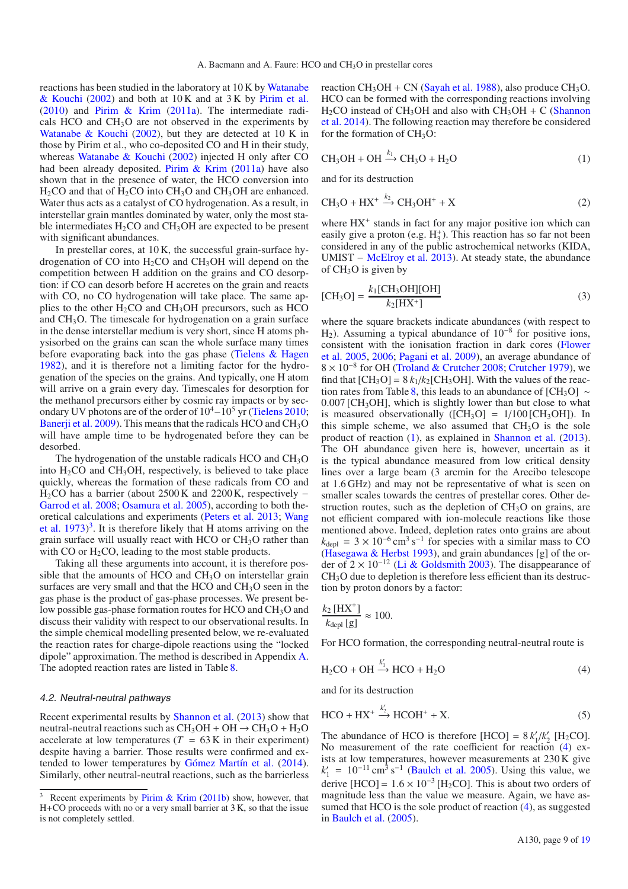reactions has been studied in the laboratory at 10 K by Watanabe & Kouchi (2002) and both at 10 K and at 3 K by Pirim et al. (2010) and Pirim & Krim (2011a). The intermediate radicals HCO and $CH_3O$ are not observed in the experiments by Watanabe & Kouchi (2002), but they are detected at 10 K in those by Pirim et al., who co-deposited CO and H in their study, whereas Watanabe & Kouchi (2002) injected H only after CO had been already deposited. Pirim & Krim (2011a) have also shown that in the presence of water, the HCO conversion into $H_2CO$ and that of $H_2CO$ into $CH_3O$ and $CH_3OH$ are enhanced. Water thus acts as a catalyst of CO hydrogenation. As a result, in interstellar grain mantles dominated by water, only the most stable intermediates $H_2CO$ and $CH_3OH$ are expected to be present with significant abundances.

In prestellar cores, at 10 K, the successful grain-surface hydrogenation of CO into $H_2CO$ and $CH_3OH$ will depend on the competition between H addition on the grains and CO desorption: if CO can desorb before H accretes on the grain and reacts with CO, no CO hydrogenation will take place. The same applies to the other $H_2CO$ and $CH_3OH$ precursors, such as HCO and $CH_3O$. The timescale for hydrogenation on a grain surface in the dense interstellar medium is very short, since H atoms physisorbed on the grains can scan the whole surface many times before evaporating back into the gas phase (Tielens & Hagen 1982), and it is therefore not a limiting factor for the hydrogenation of the species on the grains. And typically, one H atom will arrive on a grain every day. Timescales for desorption for the methanol precursors either by cosmic ray impacts or by secondary UV photons are of the order of $10^4$–$10^5$ yr (Tielens 2010; Banerji et al. 2009). This means that the radicals HCO and $CH_3O$ will have ample time to be hydrogenated before they can be desorbed.

The hydrogenation of the unstable radicals HCO and $CH_3O$ into $H_2CO$ and $CH_3OH$, respectively, is believed to take place quickly, whereas the formation of these radicals from CO and $H_2CO$ has a barrier (about 2500 K and 2200 K, respectively − Garrod et al. 2008; Osamura et al. 2005), according to both theoretical calculations and experiments (Peters et al. 2013; Wang et al. 1973)[3]. It is therefore likely that H atoms arriving on the grain surface will usually react with HCO or $CH_3O$ rather than with CO or $H_2CO$, leading to the most stable products.

Taking all these arguments into account, it is therefore possible that the amounts of HCO and $CH_3O$ on interstellar grain surfaces are very small and that the HCO and $CH_3O$ seen in the gas phase is the product of gas-phase processes. We present below possible gas-phase formation routes for HCO and $CH_3O$ and discuss their validity with respect to our observational results. In the simple chemical modelling presented below, we re-evaluated the reaction rates for charge-dipole reactions using the "locked dipole" approximation. The method is described in Appendix A. The adopted reaction rates are listed in Table 8.

### 4.2. Neutral-neutral pathways

Recent experimental results by Shannon et al. (2013) show that neutral-neutral reactions such as $CH_3OH + OH \rightarrow CH_3O + H_2O$ accelerate at low temperatures ($T = 63$ K in their experiment) despite having a barrier. Those results were confirmed and extended to lower temperatures by Gómez Martín et al. (2014). Similarly, other neutral-neutral reactions, such as the barrierless reaction $CH_3OH$ + CN (Sayah et al. 1988), also produce $CH_3O$. HCO can be formed with the corresponding reactions involving $H_2CO$ instead of $CH_3OH$ and also with $CH_3OH$ + C (Shannon et al. 2014). The following reaction may therefore be considered for the formation of $CH_3O$:

$$CH_3OH + OH \xrightarrow{k_1} CH_3O + H_2O \tag{1}$$

and for its destruction

$$CH_3O + HX^+ \xrightarrow{k_2} CH_3OH^+ + X \tag{2}$$

where $HX^+$ stands in fact for any major positive ion which can easily give a proton (e.g. $H_3^+$). This reaction has so far not been considered in any of the public astrochemical networks (KIDA, UMIST − McElroy et al. 2013). At steady state, the abundance of $CH_3O$ is given by

$$[CH_3O] = \frac{k_1[CH_3OH][OH]}{k_2[HX^+]} \tag{3}$$

where the square brackets indicate abundances (with respect to $H_2$). Assuming a typical abundance of $10^{-8}$ for positive ions, consistent with the ionisation fraction in dark cores (Flower et al. 2005, 2006; Pagani et al. 2009), an average abundance of $8 \times 10^{-8}$ for OH (Troland & Crutcher 2008; Crutcher 1979), we find that $[CH_3O] = 8\, k_1/k_2 [CH_3OH]$. With the values of the reaction rates from Table 8, this leads to an abundance of $[CH_3O] \sim 0.007\,[CH_3OH]$, which is slightly lower than but close to what is measured observationally ($[CH_3O] = 1/100\,[CH_3OH]$). In this simple scheme, we also assumed that $CH_3O$ is the sole product of reaction (1), as explained in Shannon et al. (2013). The OH abundance given here is, however, uncertain as it is the typical abundance measured from low critical density lines over a large beam (3 arcmin for the Arecibo telescope at 1.6 GHz) and may not be representative of what is seen on smaller scales towards the centres of prestellar cores. Other destruction routes, such as the depletion of $CH_3O$ on grains, are not efficient compared with ion-molecule reactions like those mentioned above. Indeed, depletion rates onto grains are about $k_{\rm depl} = 3 \times 10^{-6}\,{\rm cm^3\,s^{-1}}$ for species with a similar mass to CO (Hasegawa & Herbst 1993), and grain abundances [g] of the order of $2 \times 10^{-12}$ (Li & Goldsmith 2003). The disappearance of $CH_3O$ due to depletion is therefore less efficient than its destruction by proton donors by a factor:

$$\frac{k_2\,[HX^+]}{k_{\rm depl}\,[g]} \approx 100.$$

For HCO formation, the corresponding neutral-neutral route is

$$H_2CO + OH \xrightarrow{k_1'} HCO + H_2O \tag{4}$$

and for its destruction

$$HCO + HX^+ \xrightarrow{k_2'} HCOH^+ + X. \tag{5}$$

The abundance of HCO is therefore $[HCO] = 8\, k_1'/k_2'\ [H_2CO]$. No measurement of the rate coefficient for reaction (4) exists at low temperatures, however measurements at 230 K give $k_1' = 10^{-11}\,{\rm cm^3\,s^{-1}}$ (Baulch et al. 2005). Using this value, we derive $[HCO] = 1.6 \times 10^{-3}\,[H_2CO]$. This is about two orders of magnitude less than the value we measure. Again, we have assumed that HCO is the sole product of reaction (4), as suggested in Baulch et al. (2005).

[3] Recent experiments by Pirim & Krim (2011b) show, however, that H+CO proceeds with no or a very small barrier at 3 K, so that the issue is not completely settled.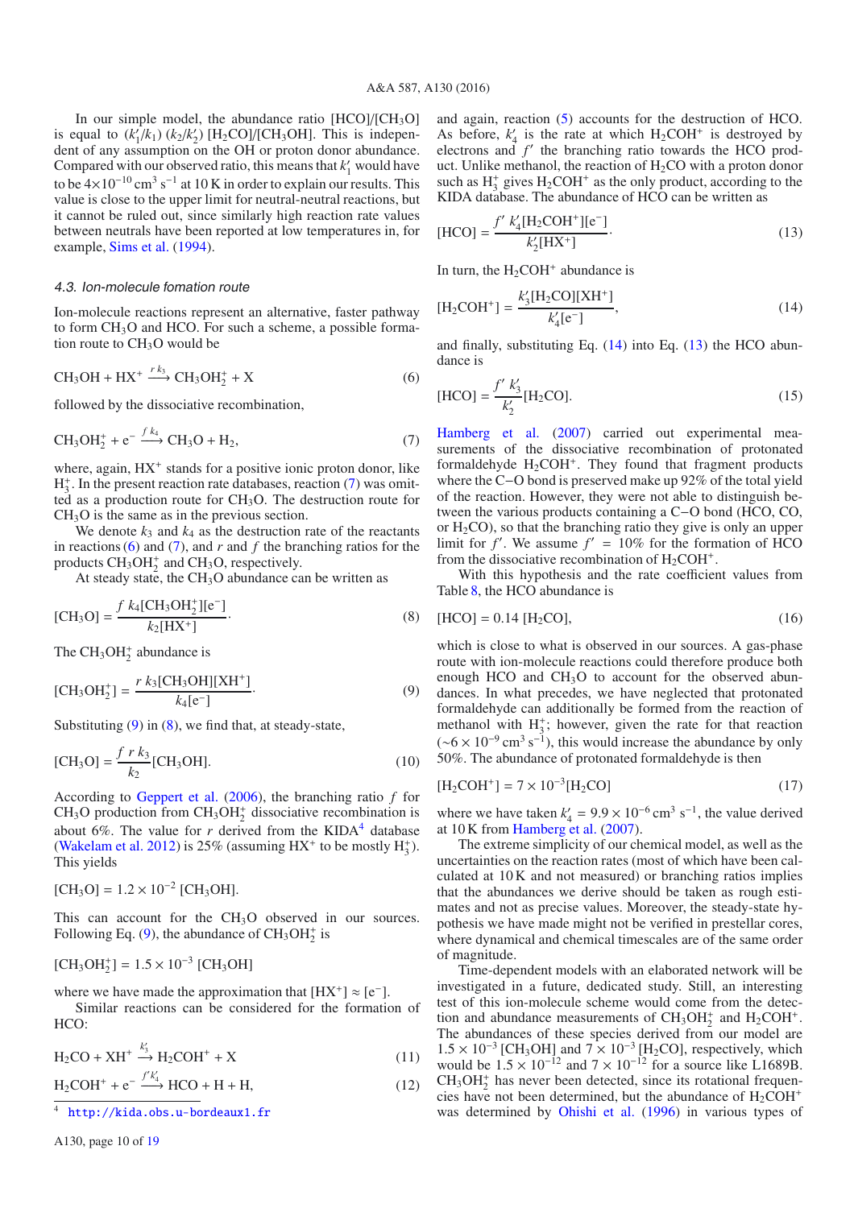In our simple model, the abundance ratio [HCO]/[$CH_3O$] is equal to $(k_1'/k_1)$ $(k_2/k_2')$ [$H_2CO$]/[$CH_3OH$]. This is independent of any assumption on the OH or proton donor abundance. Compared with our observed ratio, this means that $k_1'$ would have to be $4\times10^{-10}$ cm$^3$ s$^{-1}$ at 10 K in order to explain our results. This value is close to the upper limit for neutral-neutral reactions, but it cannot be ruled out, since similarly high reaction rate values between neutrals have been reported at low temperatures in, for example, Sims et al. (1994).

### 4.3. Ion-molecule fomation route

Ion-molecule reactions represent an alternative, faster pathway to form $CH_3O$ and HCO. For such a scheme, a possible formation route to $CH_3O$ would be

$$CH_3OH + HX^+ \xrightarrow{r\,k_3} CH_3OH_2^+ + X \tag{6}$$

followed by the dissociative recombination,

$$CH_3OH_2^+ + e^- \xrightarrow{f\,k_4} CH_3O + H_2, \tag{7}$$

where, again, $HX^+$ stands for a positive ionic proton donor, like $H_3^+$. In the present reaction rate databases, reaction (7) was omitted as a production route for $CH_3O$. The destruction route for $CH_3O$ is the same as in the previous section.

We denote $k_3$ and $k_4$ as the destruction rate of the reactants in reactions (6) and (7), and $r$ and $f$ the branching ratios for the products $CH_3OH_2^+$ and $CH_3O$, respectively.

At steady state, the $CH_3O$ abundance can be written as

$$[CH_3O] = \frac{f\,k_4[CH_3OH_2^+][e^-]}{k_2[HX^+]}. \tag{8}$$

The $CH_3OH_2^+$ abundance is

$$[CH_3OH_2^+] = \frac{r\,k_3[CH_3OH][XH^+]}{k_4[e^-]}. \tag{9}$$

Substituting (9) in (8), we find that, at steady-state,

$$[CH_3O] = \frac{f\,r\,k_3}{k_2}[CH_3OH]. \tag{10}$$

According to Geppert et al. (2006), the branching ratio $f$ for $CH_3O$ production from $CH_3OH_2^+$ dissociative recombination is about 6%. The value for $r$ derived from the KIDA[4] database (Wakelam et al. 2012) is 25% (assuming $HX^+$ to be mostly $H_3^+$). This yields

$$[CH_3O] = 1.2\times10^{-2}\ [CH_3OH].$$

This can account for the $CH_3O$ observed in our sources. Following Eq. (9), the abundance of $CH_3OH_2^+$ is

$$[CH_3OH_2^+] = 1.5\times10^{-3}\ [CH_3OH]$$

where we have made the approximation that $[HX^+] \approx [e^-]$.

Similar reactions can be considered for the formation of HCO:

$$H_2CO + XH^+ \xrightarrow{k_3'} H_2COH^+ + X \tag{11}$$

$$H_2COH^+ + e^- \xrightarrow{f'k_4'} HCO + H + H, \tag{12}$$

and again, reaction (5) accounts for the destruction of HCO. As before, $k_4'$ is the rate at which $H_2COH^+$ is destroyed by electrons and $f'$ the branching ratio towards the HCO product. Unlike methanol, the reaction of $H_2CO$ with a proton donor such as $H_3^+$ gives $H_2COH^+$ as the only product, according to the KIDA database. The abundance of HCO can be written as

$$[HCO] = \frac{f'\,k_4'[H_2COH^+][e^-]}{k_2'[HX^+]}. \tag{13}$$

In turn, the $H_2COH^+$ abundance is

$$[H_2COH^+] = \frac{k_3'[H_2CO][XH^+]}{k_4'[e^-]}, \tag{14}$$

and finally, substituting Eq. (14) into Eq. (13) the HCO abundance is

$$[HCO] = \frac{f'\,k_3'}{k_2'}[H_2CO]. \tag{15}$$

Hamberg et al. (2007) carried out experimental measurements of the dissociative recombination of protonated formaldehyde $H_2COH^+$. They found that fragment products where the C−O bond is preserved make up 92% of the total yield of the reaction. However, they were not able to distinguish between the various products containing a C−O bond (HCO, CO, or $H_2CO$), so that the branching ratio they give is only an upper limit for $f'$. We assume $f' = 10\%$ for the formation of HCO from the dissociative recombination of $H_2COH^+$.

With this hypothesis and the rate coefficient values from Table 8, the HCO abundance is

$$[HCO] = 0.14\ [H_2CO], \tag{16}$$

which is close to what is observed in our sources. A gas-phase route with ion-molecule reactions could therefore produce both enough HCO and $CH_3O$ to account for the observed abundances. In what precedes, we have neglected that protonated formaldehyde can additionally be formed from the reaction of methanol with $H_3^+$; however, given the rate for that reaction ($\sim6\times10^{-9}$ cm$^3$ s$^{-1}$), this would increase the abundance by only 50%. The abundance of protonated formaldehyde is then

$$[H_2COH^+] = 7\times10^{-3}[H_2CO] \tag{17}$$

where we have taken $k_4' = 9.9\times10^{-6}$ cm$^3$ s$^{-1}$, the value derived at 10 K from Hamberg et al. (2007).

The extreme simplicity of our chemical model, as well as the uncertainties on the reaction rates (most of which have been calculated at 10 K and not measured) or branching ratios implies that the abundances we derive should be taken as rough estimates and not as precise values. Moreover, the steady-state hypothesis we have made might not be verified in prestellar cores, where dynamical and chemical timescales are of the same order of magnitude.

Time-dependent models with an elaborated network will be investigated in a future, dedicated study. Still, an interesting test of this ion-molecule scheme would come from the detection and abundance measurements of $CH_3OH_2^+$ and $H_2COH^+$. The abundances of these species derived from our model are $1.5\times10^{-3}$ [$CH_3OH$] and $7\times10^{-3}$ [$H_2CO$], respectively, which would be $1.5\times10^{-12}$ and $7\times10^{-12}$ for a source like L1689B. $CH_3OH_2^+$ has never been detected, since its rotational frequencies have not been determined, but the abundance of $H_2COH^+$ was determined by Ohishi et al. (1996) in various types of

[4] http://kida.obs.u-bordeaux1.fr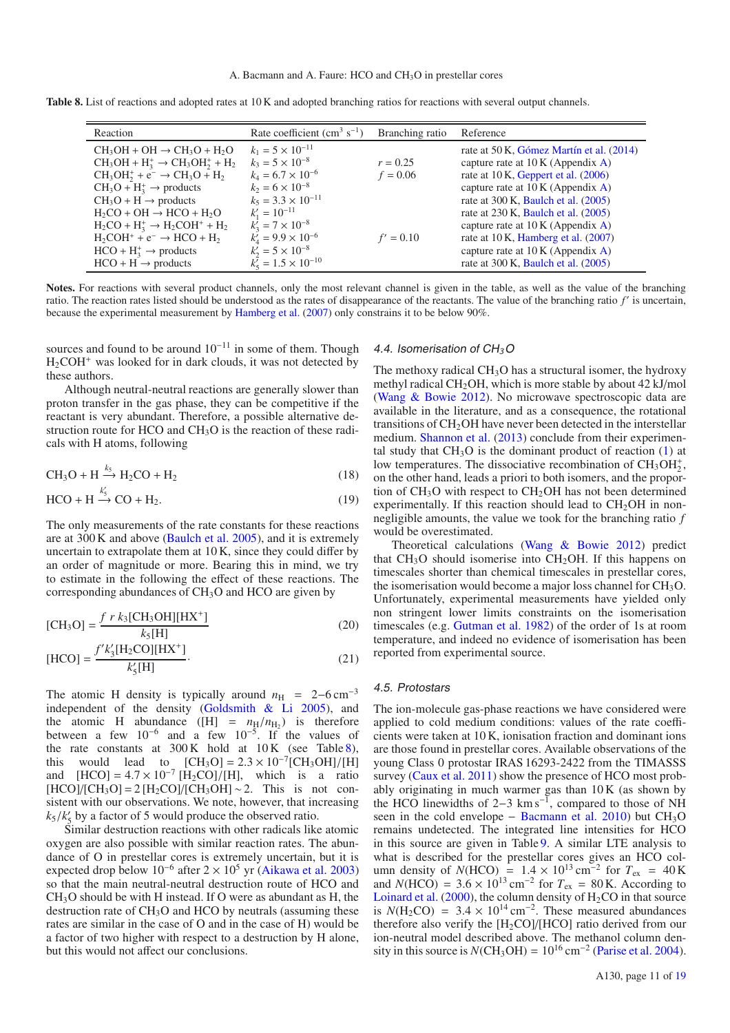**Table 8.** List of reactions and adopted rates at 10 K and adopted branching ratios for reactions with several output channels.

| Reaction | Rate coefficient ($cm^3$ $s^{-1}$) | Branching ratio | Reference |
|---|---|---|---|
| $CH_3OH + OH \rightarrow CH_3O + H_2O$ | $k_1 = 5 \times 10^{-11}$ | | rate at 50 K, Gómez Martín et al. (2014) |
| $CH_3OH + H_3^+ \rightarrow CH_3OH_2^+ + H_2$ | $k_3 = 5 \times 10^{-8}$ | $r = 0.25$ | capture rate at 10 K (Appendix A) |
| $CH_3OH_2^+ + e^- \rightarrow CH_3O + H_2$ | $k_4 = 6.7 \times 10^{-6}$ | $f = 0.06$ | rate at 10 K, Geppert et al. (2006) |
| $CH_3O + H_3^+ \rightarrow$ products | $k_2 = 6 \times 10^{-8}$ | | capture rate at 10 K (Appendix A) |
| $CH_3O + H \rightarrow$ products | $k_5 = 3.3 \times 10^{-11}$ | | rate at 300 K, Baulch et al. (2005) |
| $H_2CO + OH \rightarrow HCO + H_2O$ | $k'_1 = 10^{-11}$ | | rate at 230 K, Baulch et al. (2005) |
| $H_2CO + H_3^+ \rightarrow H_2COH^+ + H_2$ | $k'_3 = 7 \times 10^{-8}$ | | capture rate at 10 K (Appendix A) |
| $H_2COH^+ + e^- \rightarrow HCO + H_2$ | $k'_4 = 9.9 \times 10^{-6}$ | $f' = 0.10$ | rate at 10 K, Hamberg et al. (2007) |
| $HCO + H_3^+ \rightarrow$ products | $k'_2 = 5 \times 10^{-8}$ | | capture rate at 10 K (Appendix A) |
| $HCO + H \rightarrow$ products | $k'_5 = 1.5 \times 10^{-10}$ | | rate at 300 K, Baulch et al. (2005) |

**Notes.** For reactions with several product channels, only the most relevant channel is given in the table, as well as the value of the branching ratio. The reaction rates listed should be understood as the rates of disappearance of the reactants. The value of the branching ratio $f'$ is uncertain, because the experimental measurement by Hamberg et al. (2007) only constrains it to be below 90%.

sources and found to be around $10^{-11}$ in some of them. Though $H_2COH^+$ was looked for in dark clouds, it was not detected by these authors.

Although neutral-neutral reactions are generally slower than proton transfer in the gas phase, they can be competitive if the reactant is very abundant. Therefore, a possible alternative destruction route for HCO and $CH_3O$ is the reaction of these radicals with H atoms, following

$$CH_3O + H \xrightarrow{k_5} H_2CO + H_2 \quad (18)$$

$$HCO + H \xrightarrow{k'_5} CO + H_2. \quad (19)$$

The only measurements of the rate constants for these reactions are at 300 K and above (Baulch et al. 2005), and it is extremely uncertain to extrapolate them at 10 K, since they could differ by an order of magnitude or more. Bearing this in mind, we try to estimate in the following the effect of these reactions. The corresponding abundances of $CH_3O$ and HCO are given by

$$[CH_3O] = \frac{f\, r\, k_3[CH_3OH][HX^+]}{k_5[H]} \quad (20)$$

$$[HCO] = \frac{f' k'_3[H_2CO][HX^+]}{k'_5[H]}. \quad (21)$$

The atomic H density is typically around $n_H = 2{-}6\,cm^{-3}$ independent of the density (Goldsmith & Li 2005), and the atomic H abundance ($[H] = n_H/n_{H_2}$) is therefore between a few $10^{-6}$ and a few $10^{-5}$. If the values of the rate constants at 300 K hold at 10 K (see Table 8), this would lead to $[CH_3O] = 2.3 \times 10^{-7}[CH_3OH]/[H]$ and $[HCO] = 4.7 \times 10^{-7}\,[H_2CO]/[H]$, which is a ratio $[HCO]/[CH_3O] = 2\,[H_2CO]/[CH_3OH] \sim 2$. This is not consistent with our observations. We note, however, that increasing $k_5/k'_5$ by a factor of 5 would produce the observed ratio.

Similar destruction reactions with other radicals like atomic oxygen are also possible with similar reaction rates. The abundance of O in prestellar cores is extremely uncertain, but it is expected drop below $10^{-6}$ after $2 \times 10^5$ yr (Aikawa et al. 2003) so that the main neutral-neutral destruction route of HCO and $CH_3O$ should be with H instead. If O were as abundant as H, the destruction rate of $CH_3O$ and HCO by neutrals (assuming these rates are similar in the case of O and in the case of H) would be a factor of two higher with respect to a destruction by H alone, but this would not affect our conclusions.

### 4.4. Isomerisation of $CH_3O$

The methoxy radical $CH_3O$ has a structural isomer, the hydroxy methyl radical $CH_2OH$, which is more stable by about 42 kJ/mol (Wang & Bowie 2012). No microwave spectroscopic data are available in the literature, and as a consequence, the rotational transitions of $CH_2OH$ have never been detected in the interstellar medium. Shannon et al. (2013) conclude from their experimental study that $CH_3O$ is the dominant product of reaction (1) at low temperatures. The dissociative recombination of $CH_3OH_2^+$, on the other hand, leads a priori to both isomers, and the proportion of $CH_3O$ with respect to $CH_2OH$ has not been determined experimentally. If this reaction should lead to $CH_2OH$ in non-negligible amounts, the value we took for the branching ratio $f$ would be overestimated.

Theoretical calculations (Wang & Bowie 2012) predict that $CH_3O$ should isomerise into $CH_2OH$. If this happens on timescales shorter than chemical timescales in prestellar cores, the isomerisation would become a major loss channel for $CH_3O$. Unfortunately, experimental measurements have yielded only non stringent lower limits constraints on the isomerisation timescales (e.g. Gutman et al. 1982) of the order of 1s at room temperature, and indeed no evidence of isomerisation has been reported from experimental source.

### 4.5. Protostars

The ion-molecule gas-phase reactions we have considered were applied to cold medium conditions: values of the rate coefficients were taken at 10 K, ionisation fraction and dominant ions are those found in prestellar cores. Available observations of the young Class 0 protostar IRAS 16293-2422 from the TIMASSS survey (Caux et al. 2011) show the presence of HCO most probably originating in much warmer gas than 10 K (as shown by the HCO linewidths of 2–3 $km\,s^{-1}$, compared to those of NH seen in the cold envelope – Bacmann et al. 2010) but $CH_3O$ remains undetected. The integrated line intensities for HCO in this source are given in Table 9. A similar LTE analysis to what is described for the prestellar cores gives an HCO column density of $N(HCO) = 1.4 \times 10^{13}\,cm^{-2}$ for $T_{ex} = 40\,K$ and $N(HCO) = 3.6 \times 10^{13}\,cm^{-2}$ for $T_{ex} = 80\,K$. According to Loinard et al. (2000), the column density of $H_2CO$ in that source is $N(H_2CO) = 3.4 \times 10^{14}\,cm^{-2}$. These measured abundances therefore also verify the $[H_2CO]/[HCO]$ ratio derived from our ion-neutral model described above. The methanol column density in this source is $N(CH_3OH) = 10^{16}\,cm^{-2}$ (Parise et al. 2004).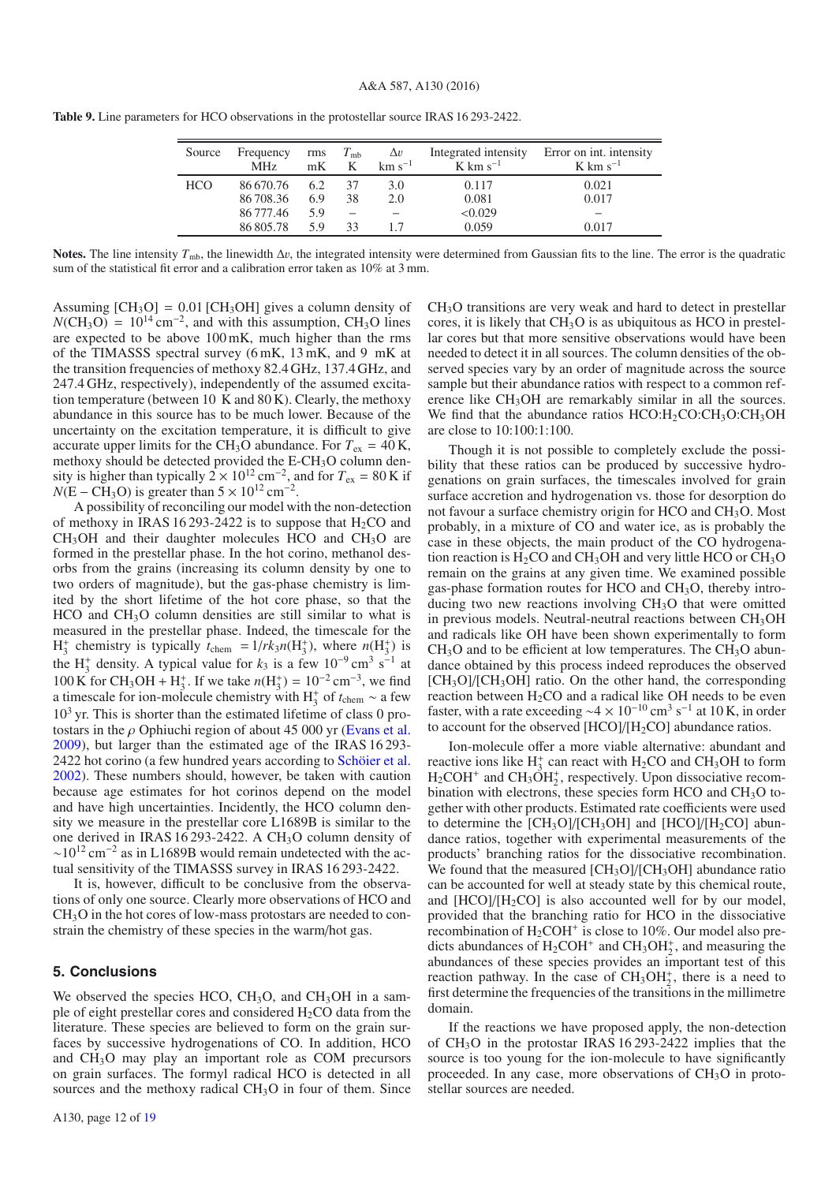**Table 9.** Line parameters for HCO observations in the protostellar source IRAS 16 293-2422.

| Source | Frequency MHz | rms mK | $T_{mb}$ K | $\Delta v$ km s$^{-1}$ | Integrated intensity K km s$^{-1}$ | Error on int. intensity K km s$^{-1}$ |
|---|---|---|---|---|---|---|
| HCO | 86 670.76 | 6.2 | 37 | 3.0 | 0.117 | 0.021 |
| | 86 708.36 | 6.9 | 38 | 2.0 | 0.081 | 0.017 |
| | 86 777.46 | 5.9 | – | – | <0.029 | – |
| | 86 805.78 | 5.9 | 33 | 1.7 | 0.059 | 0.017 |

**Notes.** The line intensity $T_{mb}$, the linewidth $\Delta v$, the integrated intensity were determined from Gaussian fits to the line. The error is the quadratic sum of the statistical fit error and a calibration error taken as 10% at 3 mm.

Assuming $[CH_3O] = 0.01\,[CH_3OH]$ gives a column density of $N(CH_3O) = 10^{14}\,cm^{-2}$, and with this assumption, $CH_3O$ lines are expected to be above 100 mK, much higher than the rms of the TIMASSS spectral survey (6 mK, 13 mK, and 9 mK at the transition frequencies of methoxy 82.4 GHz, 137.4 GHz, and 247.4 GHz, respectively), independently of the assumed excitation temperature (between 10 K and 80 K). Clearly, the methoxy abundance in this source has to be much lower. Because of the uncertainty on the excitation temperature, it is difficult to give accurate upper limits for the $CH_3O$ abundance. For $T_{ex} = 40$ K, methoxy should be detected provided the E-$CH_3O$ column density is higher than typically $2 \times 10^{12}\,cm^{-2}$, and for $T_{ex} = 80$ K if $N(E-CH_3O)$ is greater than $5 \times 10^{12}\,cm^{-2}$.

A possibility of reconciling our model with the non-detection of methoxy in IRAS 16 293-2422 is to suppose that $H_2CO$ and $CH_3OH$ and their daughter molecules HCO and $CH_3O$ are formed in the prestellar phase. In the hot corino, methanol desorbs from the grains (increasing its column density by one to two orders of magnitude), but the gas-phase chemistry is limited by the short lifetime of the hot core phase, so that the HCO and $CH_3O$ column densities are still similar to what is measured in the prestellar phase. Indeed, the timescale for the $H_3^+$ chemistry is typically $t_{chem} = 1/rk_3 n(H_3^+)$, where $n(H_3^+)$ is the $H_3^+$ density. A typical value for $k_3$ is a few $10^{-9}\,cm^3\,s^{-1}$ at 100 K for $CH_3OH + H_3^+$. If we take $n(H_3^+) = 10^{-2}\,cm^{-3}$, we find a timescale for ion-molecule chemistry with $H_3^+$ of $t_{chem} \sim$ a few $10^3$ yr. This is shorter than the estimated lifetime of class 0 protostars in the $\rho$ Ophiuchi region of about 45 000 yr (Evans et al. 2009), but larger than the estimated age of the IRAS 16 293-2422 hot corino (a few hundred years according to Schöier et al. 2002). These numbers should, however, be taken with caution because age estimates for hot corinos depend on the model and have high uncertainties. Incidently, the HCO column density we measure in the prestellar core L1689B is similar to the one derived in IRAS 16 293-2422. A $CH_3O$ column density of $\sim 10^{12}\,cm^{-2}$ as in L1689B would remain undetected with the actual sensitivity of the TIMASSS survey in IRAS 16 293-2422.

It is, however, difficult to be conclusive from the observations of only one source. Clearly more observations of HCO and $CH_3O$ in the hot cores of low-mass protostars are needed to constrain the chemistry of these species in the warm/hot gas.

## 5. Conclusions

We observed the species HCO, $CH_3O$, and $CH_3OH$ in a sample of eight prestellar cores and considered $H_2CO$ data from the literature. These species are believed to form on the grain surfaces by successive hydrogenations of CO. In addition, HCO and $CH_3O$ may play an important role as COM precursors on grain surfaces. The formyl radical HCO is detected in all sources and the methoxy radical $CH_3O$ in four of them. Since $CH_3O$ transitions are very weak and hard to detect in prestellar cores, it is likely that $CH_3O$ is as ubiquitous as HCO in prestellar cores but that more sensitive observations would have been needed to detect it in all sources. The column densities of the observed species vary by an order of magnitude across the source sample but their abundance ratios with respect to a common reference like $CH_3OH$ are remarkably similar in all the sources. We find that the abundance ratios HCO:$H_2CO$:$CH_3O$:$CH_3OH$ are close to 10:100:1:100.

Though it is not possible to completely exclude the possibility that these ratios can be produced by successive hydrogenations on grain surfaces, the timescales involved for grain surface accretion and hydrogenation vs. those for desorption do not favour a surface chemistry origin for HCO and $CH_3O$. Most probably, in a mixture of CO and water ice, as is probably the case in these objects, the main product of the CO hydrogenation reaction is $H_2CO$ and $CH_3OH$ and very little HCO or $CH_3O$ remain on the grains at any given time. We examined possible gas-phase formation routes for HCO and $CH_3O$, thereby introducing two new reactions involving $CH_3O$ that were omitted in previous models. Neutral-neutral reactions between $CH_3OH$ and radicals like OH have been shown experimentally to form $CH_3O$ and to be efficient at low temperatures. The $CH_3O$ abundance obtained by this process indeed reproduces the observed $[CH_3O]/[CH_3OH]$ ratio. On the other hand, the corresponding reaction between $H_2CO$ and a radical like OH needs to be even faster, with a rate exceeding $\sim 4 \times 10^{-10}\,cm^3\,s^{-1}$ at 10 K, in order to account for the observed $[HCO]/[H_2CO]$ abundance ratios.

Ion-molecule offer a more viable alternative: abundant and reactive ions like $H_3^+$ can react with $H_2CO$ and $CH_3OH$ to form $H_2COH^+$ and $CH_3OH_2^+$, respectively. Upon dissociative recombination with electrons, these species form HCO and $CH_3O$ together with other products. Estimated rate coefficients were used to determine the $[CH_3O]/[CH_3OH]$ and $[HCO]/[H_2CO]$ abundance ratios, together with experimental measurements of the products' branching ratios for the dissociative recombination. We found that the measured $[CH_3O]/[CH_3OH]$ abundance ratio can be accounted for well at steady state by this chemical route, and $[HCO]/[H_2CO]$ is also accounted well for by our model, provided that the branching ratio for HCO in the dissociative recombination of $H_2COH^+$ is close to 10%. Our model also predicts abundances of $H_2COH^+$ and $CH_3OH_2^+$, and measuring the abundances of these species provides an important test of this reaction pathway. In the case of $CH_3OH_2^+$, there is a need to first determine the frequencies of the transitions in the millimetre domain.

If the reactions we have proposed apply, the non-detection of $CH_3O$ in the protostar IRAS 16 293-2422 implies that the source is too young for the ion-molecule to have significantly proceeded. In any case, more observations of $CH_3O$ in protostellar sources are needed.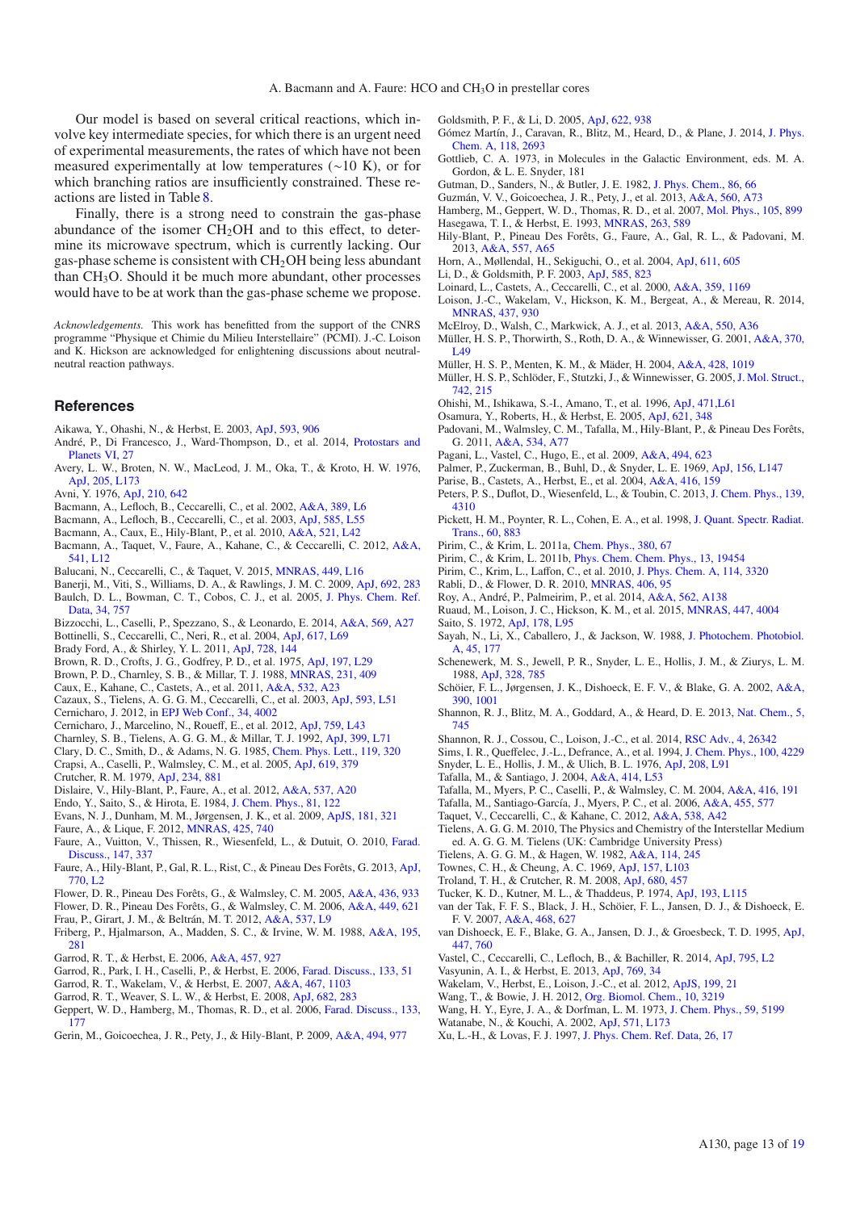Our model is based on several critical reactions, which involve key intermediate species, for which there is an urgent need of experimental measurements, the rates of which have not been measured experimentally at low temperatures (∼10 K), or for which branching ratios are insufficiently constrained. These reactions are listed in Table 8.

Finally, there is a strong need to constrain the gas-phase abundance of the isomer $CH_2OH$ and to this effect, to determine its microwave spectrum, which is currently lacking. Our gas-phase scheme is consistent with $CH_2OH$ being less abundant than $CH_3O$. Should it be much more abundant, other processes would have to be at work than the gas-phase scheme we propose.

*Acknowledgements.* This work has benefitted from the support of the CNRS programme "Physique et Chimie du Milieu Interstellaire" (PCMI). J.-C. Loison and K. Hickson are acknowledged for enlightening discussions about neutral-neutral reaction pathways.

## References

Aikawa, Y., Ohashi, N., & Herbst, E. 2003, ApJ, 593, 906
André, P., Di Francesco, J., Ward-Thompson, D., et al. 2014, Protostars and Planets VI, 27
Avery, L. W., Broten, N. W., MacLeod, J. M., Oka, T., & Kroto, H. W. 1976, ApJ, 205, L173
Avni, Y. 1976, ApJ, 210, 642
Bacmann, A., Lefloch, B., Ceccarelli, C., et al. 2002, A&A, 389, L6
Bacmann, A., Lefloch, B., Ceccarelli, C., et al. 2003, ApJ, 585, L55
Bacmann, A., Caux, E., Hily-Blant, P., et al. 2010, A&A, 521, L42
Bacmann, A., Taquet, V., Faure, A., Kahane, C., & Ceccarelli, C. 2012, A&A, 541, L12
Balucani, N., Ceccarelli, C., & Taquet, V. 2015, MNRAS, 449, L16
Banerji, M., Viti, S., Williams, D. A., & Rawlings, J. M. C. 2009, ApJ, 692, 283
Baulch, D. L., Bowman, C. T., Cobos, C. J., et al. 2005, J. Phys. Chem. Ref. Data, 34, 757
Bizzocchi, L., Caselli, P., Spezzano, S., & Leonardo, E. 2014, A&A, 569, A27
Bottinelli, S., Ceccarelli, C., Neri, R., et al. 2004, ApJ, 617, L69
Brady Ford, A., & Shirley, Y. L. 2011, ApJ, 728, 144
Brown, R. D., Crofts, J. G., Godfrey, P. D., et al. 1975, ApJ, 197, L29
Brown, P. D., Charnley, S. B., & Millar, T. J. 1988, MNRAS, 231, 409
Caux, E., Kahane, C., Castets, A., et al. 2011, A&A, 532, A23
Cazaux, S., Tielens, A. G. G. M., Ceccarelli, C., et al. 2003, ApJ, 593, L51
Cernicharo, J. 2012, in EPJ Web Conf., 34, 4002
Cernicharo, J., Marcelino, N., Roueff, E., et al. 2012, ApJ, 759, L43
Charnley, S. B., Tielens, A. G. G. M., & Millar, T. J. 1992, ApJ, 399, L71
Clary, D. C., Smith, D., & Adams, N. G. 1985, Chem. Phys. Lett., 119, 320
Crapsi, A., Caselli, P., Walmsley, C. M., et al. 2005, ApJ, 619, 379
Crutcher, R. M. 1979, ApJ, 234, 881
Dislaire, V., Hily-Blant, P., Faure, A., et al. 2012, A&A, 537, A20
Endo, Y., Saito, S., & Hirota, E. 1984, J. Chem. Phys., 81, 122
Evans, N. J., Dunham, M. M., Jørgensen, J. K., et al. 2009, ApJS, 181, 321
Faure, A., & Lique, F. 2012, MNRAS, 425, 740
Faure, A., Vuitton, V., Thissen, R., Wiesenfeld, L., & Dutuit, O. 2010, Farad. Discuss., 147, 337
Faure, A., Hily-Blant, P., Gal, R. L., Rist, C., & Pineau Des Forêts, G. 2013, ApJ, 770, L2
Flower, D. R., Pineau Des Forêts, G., & Walmsley, C. M. 2005, A&A, 436, 933
Flower, D. R., Pineau Des Forêts, G., & Walmsley, C. M. 2006, A&A, 449, 621
Frau, P., Girart, J. M., & Beltrán, M. T. 2012, A&A, 537, L9
Friberg, P., Hjalmarson, A., Madden, S. C., & Irvine, W. M. 1988, A&A, 195, 281
Garrod, R. T., & Herbst, E. 2006, A&A, 457, 927
Garrod, R. T., Park, I. H., Caselli, P., & Herbst, E. 2006, Farad. Discuss., 133, 51
Garrod, R. T., Wakelam, V., & Herbst, E. 2007, A&A, 467, 1103
Garrod, R. T., Weaver, S. L. W., & Herbst, E. 2008, ApJ, 682, 283
Geppert, W. D., Hamberg, M., Thomas, R. D., et al. 2006, Farad. Discuss., 133, 177
Gerin, M., Goicoechea, J. R., Pety, J., & Hily-Blant, P. 2009, A&A, 494, 977
Goldsmith, P. F., & Li, D. 2005, ApJ, 622, 938
Gómez Martín, J., Caravan, R., Blitz, M., Heard, D., & Plane, J. 2014, J. Phys. Chem. A, 118, 2693
Gottlieb, C. A. 1973, in Molecules in the Galactic Environment, eds. M. A. Gordon, & L. E. Snyder, 181
Gutman, D., Sanders, N., & Butler, J. E. 1982, J. Phys. Chem., 86, 66
Guzmán, V. V., Goicoechea, J. R., Pety, J., et al. 2013, A&A, 560, A73
Hamberg, M., Geppert, W. D., Thomas, R. D., et al. 2007, Mol. Phys., 105, 899
Hasegawa, T. I., & Herbst, E. 1993, MNRAS, 263, 589
Hily-Blant, P., Pineau Des Forêts, G., Faure, A., Gal, R. L., & Padovani, M. 2013, A&A, 557, A65
Horn, A., Møllendal, H., Sekiguchi, O., et al. 2004, ApJ, 611, 605
Li, D., & Goldsmith, P. F. 2003, ApJ, 585, 823
Loinard, L., Castets, A., Ceccarelli, C., et al. 2000, A&A, 359, 1169
Loison, J.-C., Wakelam, V., Hickson, K. M., Bergeat, A., & Mereau, R. 2014, MNRAS, 437, 930
McElroy, D., Walsh, C., Markwick, A. J., et al. 2013, A&A, 550, A36
Müller, H. S. P., Thorwirth, S., Roth, D. A., & Winnewisser, G. 2001, A&A, 370, L49
Müller, H. S. P., Menten, K. M., & Mäder, H. 2004, A&A, 428, 1019
Müller, H. S. P., Schlöder, F., Stutzki, J., & Winnewisser, G. 2005, J. Mol. Struct., 742, 215
Ohishi, M., Ishikawa, S.-I., Amano, T., et al. 1996, ApJ, 471,L61
Osamura, Y., Roberts, H., & Herbst, E. 2005, ApJ, 621, 348
Padovani, M., Walmsley, C. M., Tafalla, M., Hily-Blant, P., & Pineau Des Forêts, G. 2011, A&A, 534, A77
Pagani, L., Vastel, C., Hugo, E., et al. 2009, A&A, 494, 623
Palmer, P., Zuckerman, B., Buhl, D., & Snyder, L. E. 1969, ApJ, 156, L147
Parise, B., Castets, A., Herbst, E., et al. 2004, A&A, 416, 159
Peters, P. S., Duflot, D., Wiesenfeld, L., & Toubin, C. 2013, J. Chem. Phys., 139, 4310
Pickett, H. M., Poynter, R. L., Cohen, E. A., et al. 1998, J. Quant. Spectr. Radiat. Trans., 60, 883
Pirim, C., & Krim, L. 2011a, Chem. Phys., 380, 67
Pirim, C., & Krim, L. 2011b, Phys. Chem. Chem. Phys., 13, 19454
Pirim, C., Krim, L., Laffon, C., et al. 2010, J. Phys. Chem. A, 114, 3320
Rabli, D., & Flower, D. R. 2010, MNRAS, 406, 95
Roy, A., André, P., Palmeirim, P., et al. 2014, A&A, 562, A138
Ruaud, M., Loison, J. C., Hickson, K. M., et al. 2015, MNRAS, 447, 4004
Saito, S. 1972, ApJ, 178, L95
Sayah, N., Li, X., Caballero, J. F., & Jackson, W. 1988, J. Photochem. Photobiol. A, 45, 177
Schenewerk, M. S., Jewell, P. R., Snyder, L. E., Hollis, J. M., & Ziurys, L. M. 1988, ApJ, 328, 785
Schöier, F. L., Jørgensen, J. K., Dishoeck, E. F. V., & Blake, G. A. 2002, A&A, 390, 1001
Shannon, R. J., Blitz, M. A., Goddard, A., & Heard, D. E. 2013, Nat. Chem., 5, 745
Shannon, R. J., Cossou, C., Loison, J.-C., et al. 2014, RSC Adv., 4, 26342
Sims, I. R., Queffelec, J.-L., Defrance, A., et al. 1994, J. Chem. Phys., 100, 4229
Snyder, L. E., Hollis, J. M., & Ulich, B. L. 1976, ApJ, 208, L91
Tafalla, M., & Santiago, J. 2004, A&A, 414, L53
Tafalla, M., Myers, P. C., Caselli, P., & Walmsley, C. M. 2004, A&A, 416, 191
Tafalla, M., Santiago-García, J., Myers, P. C., et al. 2006, A&A, 455, 577
Taquet, V., Ceccarelli, C., & Kahane, C. 2012, A&A, 538, A42
Tielens, A. G. G. M. 2010, The Physics and Chemistry of the Interstellar Medium ed. A. G. G. M. Tielens (UK: Cambridge University Press)
Tielens, A. G. G. M., & Hagen, W. 1982, A&A, 114, 245
Townes, C. H., & Cheung, A. C. 1969, ApJ, 157, L103
Troland, T. H., & Crutcher, R. M. 2008, ApJ, 680, 457
Tucker, K. D., Kutner, M. L., & Thaddeus, P. 1974, ApJ, 193, L115
van der Tak, F. F. S., Black, J. H., Schöier, F. L., Jansen, D. J., & Dishoeck, E. F. V. 2007, A&A, 468, 627
van Dishoeck, E. F., Blake, G. A., Jansen, D. J., & Groesbeck, T. D. 1995, ApJ, 447, 760
Vastel, C., Ceccarelli, C., Lefloch, B., & Bachiller, R. 2014, ApJ, 795, L2
Vasyunin, A. I., & Herbst, E. 2013, ApJ, 769, 34
Wakelam, V., Herbst, E., Loison, J.-C., et al. 2012, ApJS, 199, 21
Wang, T., & Bowie, J. H. 2012, Org. Biomol. Chem., 10, 3219
Wang, H. Y., Eyre, J. A., & Dorfman, L. M. 1973, J. Chem. Phys., 59, 5199
Watanabe, N., & Kouchi, A. 2002, ApJ, 571, L173
Xu, L.-H., & Lovas, F. J. 1997, J. Phys. Chem. Ref. Data, 26, 17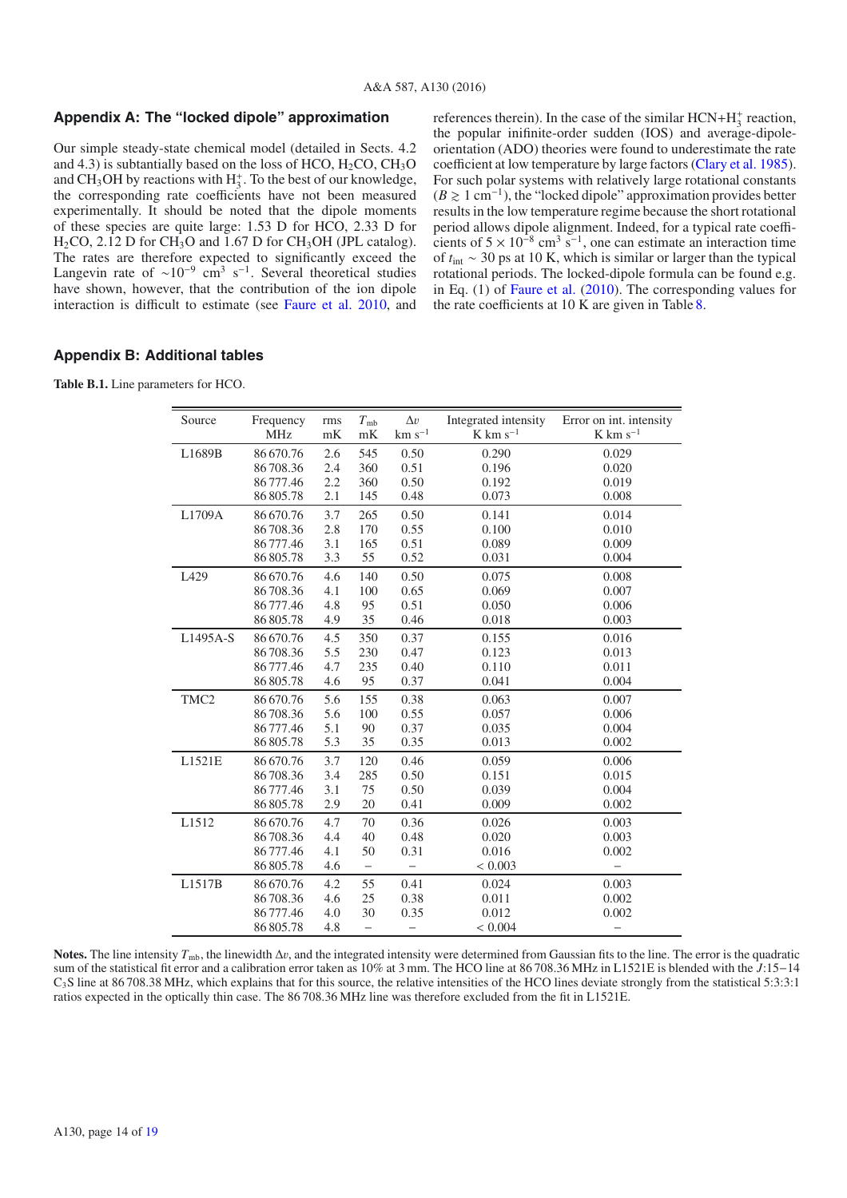## Appendix A: The "locked dipole" approximation

Our simple steady-state chemical model (detailed in Sects. 4.2 and 4.3) is subtantially based on the loss of HCO, $H_2CO$, $CH_3O$ and $CH_3OH$ by reactions with $H_3^+$. To the best of our knowledge, the corresponding rate coefficients have not been measured experimentally. It should be noted that the dipole moments of these species are quite large: 1.53 D for HCO, 2.33 D for $H_2CO$, 2.12 D for $CH_3O$ and 1.67 D for $CH_3OH$ (JPL catalog). The rates are therefore expected to significantly exceed the Langevin rate of $\sim 10^{-9}$ cm$^3$ s$^{-1}$. Several theoretical studies have shown, however, that the contribution of the ion dipole interaction is difficult to estimate (see Faure et al. 2010, and references therein). In the case of the similar HCN+$H_3^+$ reaction, the popular inifinite-order sudden (IOS) and average-dipole-orientation (ADO) theories were found to underestimate the rate coefficient at low temperature by large factors (Clary et al. 1985). For such polar systems with relatively large rotational constants ($B \gtrsim 1$ cm$^{-1}$), the "locked dipole" approximation provides better results in the low temperature regime because the short rotational period allows dipole alignment. Indeed, for a typical rate coefficients of $5 \times 10^{-8}$ cm$^3$ s$^{-1}$, one can estimate an interaction time of $t_{\rm int} \sim 30$ ps at 10 K, which is similar or larger than the typical rotational periods. The locked-dipole formula can be found e.g. in Eq. (1) of Faure et al. (2010). The corresponding values for the rate coefficients at 10 K are given in Table 8.

## Appendix B: Additional tables

**Table B.1.** Line parameters for HCO.

| Source | Frequency MHz | rms mK | $T_{\rm mb}$ mK | $\Delta v$ km s$^{-1}$ | Integrated intensity K km s$^{-1}$ | Error on int. intensity K km s$^{-1}$ |
|---|---|---|---|---|---|---|
| L1689B | 86 670.76 | 2.6 | 545 | 0.50 | 0.290 | 0.029 |
| | 86 708.36 | 2.4 | 360 | 0.51 | 0.196 | 0.020 |
| | 86 777.46 | 2.2 | 360 | 0.50 | 0.192 | 0.019 |
| | 86 805.78 | 2.1 | 145 | 0.48 | 0.073 | 0.008 |
| L1709A | 86 670.76 | 3.7 | 265 | 0.50 | 0.141 | 0.014 |
| | 86 708.36 | 2.8 | 170 | 0.55 | 0.100 | 0.010 |
| | 86 777.46 | 3.1 | 165 | 0.51 | 0.089 | 0.009 |
| | 86 805.78 | 3.3 | 55 | 0.52 | 0.031 | 0.004 |
| L429 | 86 670.76 | 4.6 | 140 | 0.50 | 0.075 | 0.008 |
| | 86 708.36 | 4.1 | 100 | 0.65 | 0.069 | 0.007 |
| | 86 777.46 | 4.8 | 95 | 0.51 | 0.050 | 0.006 |
| | 86 805.78 | 4.9 | 35 | 0.46 | 0.018 | 0.003 |
| L1495A-S | 86 670.76 | 4.5 | 350 | 0.37 | 0.155 | 0.016 |
| | 86 708.36 | 5.5 | 230 | 0.47 | 0.123 | 0.013 |
| | 86 777.46 | 4.7 | 235 | 0.40 | 0.110 | 0.011 |
| | 86 805.78 | 4.6 | 95 | 0.37 | 0.041 | 0.004 |
| TMC2 | 86 670.76 | 5.6 | 155 | 0.38 | 0.063 | 0.007 |
| | 86 708.36 | 5.6 | 100 | 0.55 | 0.057 | 0.006 |
| | 86 777.46 | 5.1 | 90 | 0.37 | 0.035 | 0.004 |
| | 86 805.78 | 5.3 | 35 | 0.35 | 0.013 | 0.002 |
| L1521E | 86 670.76 | 3.7 | 120 | 0.46 | 0.059 | 0.006 |
| | 86 708.36 | 3.4 | 285 | 0.50 | 0.151 | 0.015 |
| | 86 777.46 | 3.1 | 75 | 0.50 | 0.039 | 0.004 |
| | 86 805.78 | 2.9 | 20 | 0.41 | 0.009 | 0.002 |
| L1512 | 86 670.76 | 4.7 | 70 | 0.36 | 0.026 | 0.003 |
| | 86 708.36 | 4.4 | 40 | 0.48 | 0.020 | 0.003 |
| | 86 777.46 | 4.1 | 50 | 0.31 | 0.016 | 0.002 |
| | 86 805.78 | 4.6 | – | – | < 0.003 | – |
| L1517B | 86 670.76 | 4.2 | 55 | 0.41 | 0.024 | 0.003 |
| | 86 708.36 | 4.6 | 25 | 0.38 | 0.011 | 0.002 |
| | 86 777.46 | 4.0 | 30 | 0.35 | 0.012 | 0.002 |
| | 86 805.78 | 4.8 | – | – | < 0.004 | – |

**Notes.** The line intensity $T_{\rm mb}$, the linewidth $\Delta v$, and the integrated intensity were determined from Gaussian fits to the line. The error is the quadratic sum of the statistical fit error and a calibration error taken as 10% at 3 mm. The HCO line at 86 708.36 MHz in L1521E is blended with the $J$:15−14 $C_3S$ line at 86 708.38 MHz, which explains that for this source, the relative intensities of the HCO lines deviate strongly from the statistical 5:3:3:1 ratios expected in the optically thin case. The 86 708.36 MHz line was therefore excluded from the fit in L1521E.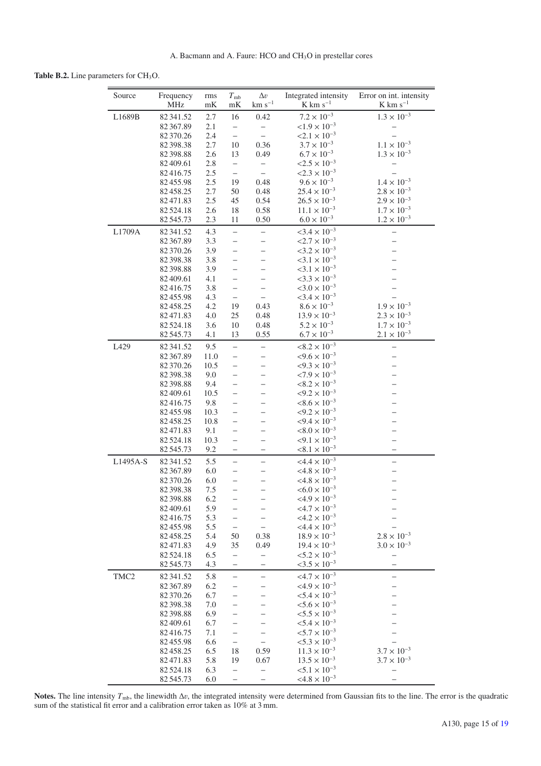**Table B.2.** Line parameters for $CH_3O$.

| Source | Frequency MHz | rms mK | $T_{\rm mb}$ mK | $\Delta v$ km s$^{-1}$ | Integrated intensity K km s$^{-1}$ | Error on int. intensity K km s$^{-1}$ |
|---|---|---|---|---|---|---|
| L1689B | 82 341.52 | 2.7 | 16 | 0.42 | $7.2 \times 10^{-3}$ | $1.3 \times 10^{-3}$ |
| | 82 367.89 | 2.1 | – | – | $<1.9 \times 10^{-3}$ | – |
| | 82 370.26 | 2.4 | – | – | $<2.1 \times 10^{-3}$ | – |
| | 82 398.38 | 2.7 | 10 | 0.36 | $3.7 \times 10^{-3}$ | $1.1 \times 10^{-3}$ |
| | 82 398.88 | 2.6 | 13 | 0.49 | $6.7 \times 10^{-3}$ | $1.3 \times 10^{-3}$ |
| | 82 409.61 | 2.8 | – | – | $<2.5 \times 10^{-3}$ | – |
| | 82 416.75 | 2.5 | – | – | $<2.3 \times 10^{-3}$ | – |
| | 82 455.98 | 2.5 | 19 | 0.48 | $9.6 \times 10^{-3}$ | $1.4 \times 10^{-3}$ |
| | 82 458.25 | 2.7 | 50 | 0.48 | $25.4 \times 10^{-3}$ | $2.8 \times 10^{-3}$ |
| | 82 471.83 | 2.5 | 45 | 0.54 | $26.5 \times 10^{-3}$ | $2.9 \times 10^{-3}$ |
| | 82 524.18 | 2.6 | 18 | 0.58 | $11.1 \times 10^{-3}$ | $1.7 \times 10^{-3}$ |
| | 82 545.73 | 2.3 | 11 | 0.50 | $6.0 \times 10^{-3}$ | $1.2 \times 10^{-3}$ |
| L1709A | 82 341.52 | 4.3 | – | – | $<3.4 \times 10^{-3}$ | – |
| | 82 367.89 | 3.3 | – | – | $<2.7 \times 10^{-3}$ | – |
| | 82 370.26 | 3.9 | – | – | $<3.2 \times 10^{-3}$ | – |
| | 82 398.38 | 3.8 | – | – | $<3.1 \times 10^{-3}$ | – |
| | 82 398.88 | 3.9 | – | – | $<3.1 \times 10^{-3}$ | – |
| | 82 409.61 | 4.1 | – | – | $<3.3 \times 10^{-3}$ | – |
| | 82 416.75 | 3.8 | – | – | $<3.0 \times 10^{-3}$ | – |
| | 82 455.98 | 4.3 | – | – | $<3.4 \times 10^{-3}$ | – |
| | 82 458.25 | 4.2 | 19 | 0.43 | $8.6 \times 10^{-3}$ | $1.9 \times 10^{-3}$ |
| | 82 471.83 | 4.0 | 25 | 0.48 | $13.9 \times 10^{-3}$ | $2.3 \times 10^{-3}$ |
| | 82 524.18 | 3.6 | 10 | 0.48 | $5.2 \times 10^{-3}$ | $1.7 \times 10^{-3}$ |
| | 82 545.73 | 4.1 | 13 | 0.55 | $6.7 \times 10^{-3}$ | $2.1 \times 10^{-3}$ |
| L429 | 82 341.52 | 9.5 | – | – | $<8.2 \times 10^{-3}$ | – |
| | 82 367.89 | 11.0 | – | – | $<9.6 \times 10^{-3}$ | – |
| | 82 370.26 | 10.5 | – | – | $<9.3 \times 10^{-3}$ | – |
| | 82 398.38 | 9.0 | – | – | $<7.9 \times 10^{-3}$ | – |
| | 82 398.88 | 9.4 | – | – | $<8.2 \times 10^{-3}$ | – |
| | 82 409.61 | 10.5 | – | – | $<9.2 \times 10^{-3}$ | – |
| | 82 416.75 | 9.8 | – | – | $<8.6 \times 10^{-3}$ | – |
| | 82 455.98 | 10.3 | – | – | $<9.2 \times 10^{-3}$ | – |
| | 82 458.25 | 10.8 | – | – | $<9.4 \times 10^{-3}$ | – |
| | 82 471.83 | 9.1 | – | – | $<8.0 \times 10^{-3}$ | – |
| | 82 524.18 | 10.3 | – | – | $<9.1 \times 10^{-3}$ | – |
| | 82 545.73 | 9.2 | – | – | $<8.1 \times 10^{-3}$ | – |
| L1495A-S | 82 341.52 | 5.5 | – | – | $<4.4 \times 10^{-3}$ | – |
| | 82 367.89 | 6.0 | – | – | $<4.8 \times 10^{-3}$ | – |
| | 82 370.26 | 6.0 | – | – | $<4.8 \times 10^{-3}$ | – |
| | 82 398.38 | 7.5 | – | – | $<6.0 \times 10^{-3}$ | – |
| | 82 398.88 | 6.2 | – | – | $<4.9 \times 10^{-3}$ | – |
| | 82 409.61 | 5.9 | – | – | $<4.7 \times 10^{-3}$ | – |
| | 82 416.75 | 5.3 | – | – | $<4.2 \times 10^{-3}$ | – |
| | 82 455.98 | 5.5 | – | – | $<4.4 \times 10^{-3}$ | – |
| | 82 458.25 | 5.4 | 50 | 0.38 | $18.9 \times 10^{-3}$ | $2.8 \times 10^{-3}$ |
| | 82 471.83 | 4.9 | 35 | 0.49 | $19.4 \times 10^{-3}$ | $3.0 \times 10^{-3}$ |
| | 82 524.18 | 6.5 | – | – | $<5.2 \times 10^{-3}$ | – |
| | 82 545.73 | 4.3 | – | – | $<3.5 \times 10^{-3}$ | – |
| TMC2 | 82 341.52 | 5.8 | – | – | $<4.7 \times 10^{-3}$ | – |
| | 82 367.89 | 6.2 | – | – | $<4.9 \times 10^{-3}$ | – |
| | 82 370.26 | 6.7 | – | – | $<5.4 \times 10^{-3}$ | – |
| | 82 398.38 | 7.0 | – | – | $<5.6 \times 10^{-3}$ | – |
| | 82 398.88 | 6.9 | – | – | $<5.5 \times 10^{-3}$ | – |
| | 82 409.61 | 6.7 | – | – | $<5.4 \times 10^{-3}$ | – |
| | 82 416.75 | 7.1 | – | – | $<5.7 \times 10^{-3}$ | – |
| | 82 455.98 | 6.6 | – | – | $<5.3 \times 10^{-3}$ | – |
| | 82 458.25 | 6.5 | 18 | 0.59 | $11.3 \times 10^{-3}$ | $3.7 \times 10^{-3}$ |
| | 82 471.83 | 5.8 | 19 | 0.67 | $13.5 \times 10^{-3}$ | $3.7 \times 10^{-3}$ |
| | 82 524.18 | 6.3 | – | – | $<5.1 \times 10^{-3}$ | – |
| | 82 545.73 | 6.0 | – | – | $<4.8 \times 10^{-3}$ | – |

**Notes.** The line intensity $T_{\rm mb}$, the linewidth $\Delta v$, the integrated intensity were determined from Gaussian fits to the line. The error is the quadratic sum of the statistical fit error and a calibration error taken as 10% at 3 mm.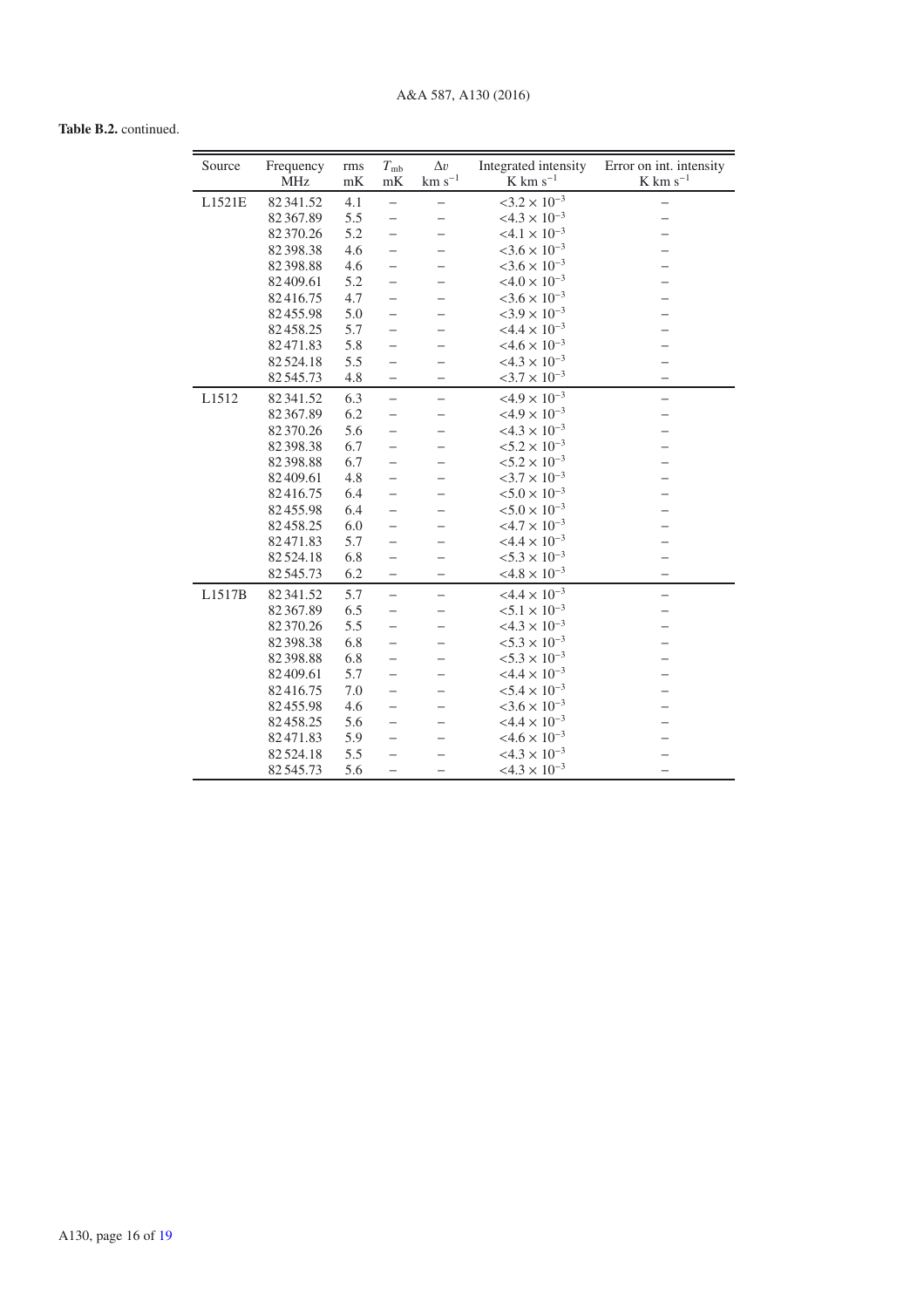**Table B.2.** continued.

| Source | Frequency MHz | rms mK | $T_{\rm mb}$ mK | $\Delta v$ km s$^{-1}$ | Integrated intensity K km s$^{-1}$ | Error on int. intensity K km s$^{-1}$ |
|---|---|---|---|---|---|---|
| L1521E | 82 341.52 | 4.1 | – | – | $<3.2 \times 10^{-3}$ | – |
| | 82 367.89 | 5.5 | – | – | $<4.3 \times 10^{-3}$ | – |
| | 82 370.26 | 5.2 | – | – | $<4.1 \times 10^{-3}$ | – |
| | 82 398.38 | 4.6 | – | – | $<3.6 \times 10^{-3}$ | – |
| | 82 398.88 | 4.6 | – | – | $<3.6 \times 10^{-3}$ | – |
| | 82 409.61 | 5.2 | – | – | $<4.0 \times 10^{-3}$ | – |
| | 82 416.75 | 4.7 | – | – | $<3.6 \times 10^{-3}$ | – |
| | 82 455.98 | 5.0 | – | – | $<3.9 \times 10^{-3}$ | – |
| | 82 458.25 | 5.7 | – | – | $<4.4 \times 10^{-3}$ | – |
| | 82 471.83 | 5.8 | – | – | $<4.6 \times 10^{-3}$ | – |
| | 82 524.18 | 5.5 | – | – | $<4.3 \times 10^{-3}$ | – |
| | 82 545.73 | 4.8 | – | – | $<3.7 \times 10^{-3}$ | – |
| L1512 | 82 341.52 | 6.3 | – | – | $<4.9 \times 10^{-3}$ | – |
| | 82 367.89 | 6.2 | – | – | $<4.9 \times 10^{-3}$ | – |
| | 82 370.26 | 5.6 | – | – | $<4.3 \times 10^{-3}$ | – |
| | 82 398.38 | 6.7 | – | – | $<5.2 \times 10^{-3}$ | – |
| | 82 398.88 | 6.7 | – | – | $<5.2 \times 10^{-3}$ | – |
| | 82 409.61 | 4.8 | – | – | $<3.7 \times 10^{-3}$ | – |
| | 82 416.75 | 6.4 | – | – | $<5.0 \times 10^{-3}$ | – |
| | 82 455.98 | 6.4 | – | – | $<5.0 \times 10^{-3}$ | – |
| | 82 458.25 | 6.0 | – | – | $<4.7 \times 10^{-3}$ | – |
| | 82 471.83 | 5.7 | – | – | $<4.4 \times 10^{-3}$ | – |
| | 82 524.18 | 6.8 | – | – | $<5.3 \times 10^{-3}$ | – |
| | 82 545.73 | 6.2 | – | – | $<4.8 \times 10^{-3}$ | – |
| L1517B | 82 341.52 | 5.7 | – | – | $<4.4 \times 10^{-3}$ | – |
| | 82 367.89 | 6.5 | – | – | $<5.1 \times 10^{-3}$ | – |
| | 82 370.26 | 5.5 | – | – | $<4.3 \times 10^{-3}$ | – |
| | 82 398.38 | 6.8 | – | – | $<5.3 \times 10^{-3}$ | – |
| | 82 398.88 | 6.8 | – | – | $<5.3 \times 10^{-3}$ | – |
| | 82 409.61 | 5.7 | – | – | $<4.4 \times 10^{-3}$ | – |
| | 82 416.75 | 7.0 | – | – | $<5.4 \times 10^{-3}$ | – |
| | 82 455.98 | 4.6 | – | – | $<3.6 \times 10^{-3}$ | – |
| | 82 458.25 | 5.6 | – | – | $<4.4 \times 10^{-3}$ | – |
| | 82 471.83 | 5.9 | – | – | $<4.6 \times 10^{-3}$ | – |
| | 82 524.18 | 5.5 | – | – | $<4.3 \times 10^{-3}$ | – |
| | 82 545.73 | 5.6 | – | – | $<4.3 \times 10^{-3}$ | – |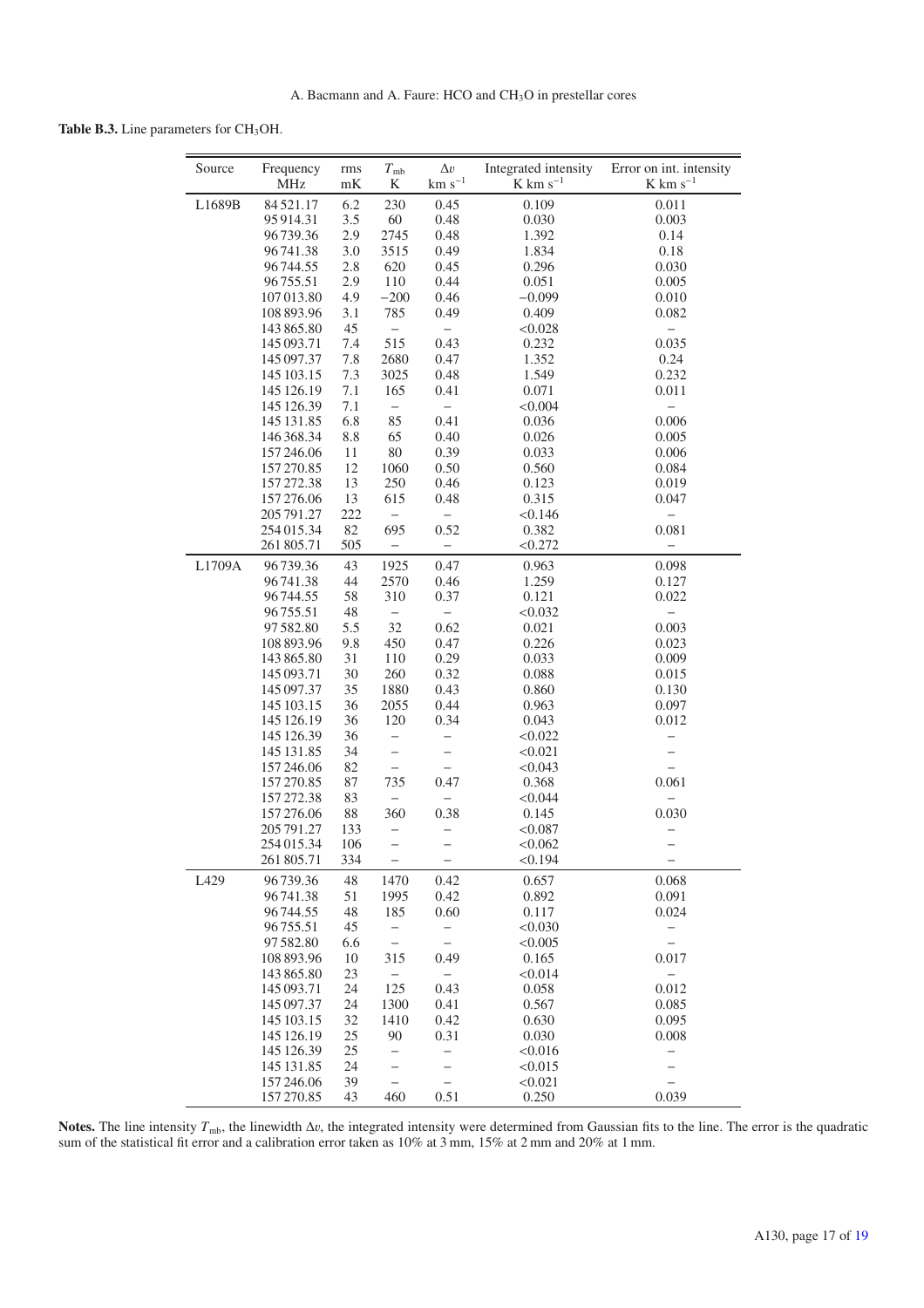**Table B.3.** Line parameters for $CH_3OH$.

| Source | Frequency MHz | rms mK | $T_{\rm mb}$ K | $\Delta v$ km s$^{-1}$ | Integrated intensity K km s$^{-1}$ | Error on int. intensity K km s$^{-1}$ |
|---|---|---|---|---|---|---|
| L1689B | 84 521.17 | 6.2 | 230 | 0.45 | 0.109 | 0.011 |
| | 95 914.31 | 3.5 | 60 | 0.48 | 0.030 | 0.003 |
| | 96 739.36 | 2.9 | 2745 | 0.48 | 1.392 | 0.14 |
| | 96 741.38 | 3.0 | 3515 | 0.49 | 1.834 | 0.18 |
| | 96 744.55 | 2.8 | 620 | 0.45 | 0.296 | 0.030 |
| | 96 755.51 | 2.9 | 110 | 0.44 | 0.051 | 0.005 |
| | 107 013.80 | 4.9 | −200 | 0.46 | −0.099 | 0.010 |
| | 108 893.96 | 3.1 | 785 | 0.49 | 0.409 | 0.082 |
| | 143 865.80 | 45 | – | – | <0.028 | – |
| | 145 093.71 | 7.4 | 515 | 0.43 | 0.232 | 0.035 |
| | 145 097.37 | 7.8 | 2680 | 0.47 | 1.352 | 0.24 |
| | 145 103.15 | 7.3 | 3025 | 0.48 | 1.549 | 0.232 |
| | 145 126.19 | 7.1 | 165 | 0.41 | 0.071 | 0.011 |
| | 145 126.39 | 7.1 | – | – | <0.004 | – |
| | 145 131.85 | 6.8 | 85 | 0.41 | 0.036 | 0.006 |
| | 146 368.34 | 8.8 | 65 | 0.40 | 0.026 | 0.005 |
| | 157 246.06 | 11 | 80 | 0.39 | 0.033 | 0.006 |
| | 157 270.85 | 12 | 1060 | 0.50 | 0.560 | 0.084 |
| | 157 272.38 | 13 | 250 | 0.46 | 0.123 | 0.019 |
| | 157 276.06 | 13 | 615 | 0.48 | 0.315 | 0.047 |
| | 205 791.27 | 222 | – | – | <0.146 | – |
| | 254 015.34 | 82 | 695 | 0.52 | 0.382 | 0.081 |
| | 261 805.71 | 505 | – | – | <0.272 | – |
| L1709A | 96 739.36 | 43 | 1925 | 0.47 | 0.963 | 0.098 |
| | 96 741.38 | 44 | 2570 | 0.46 | 1.259 | 0.127 |
| | 96 744.55 | 58 | 310 | 0.37 | 0.121 | 0.022 |
| | 96 755.51 | 48 | – | – | <0.032 | – |
| | 97 582.80 | 5.5 | 32 | 0.62 | 0.021 | 0.003 |
| | 108 893.96 | 9.8 | 450 | 0.47 | 0.226 | 0.023 |
| | 143 865.80 | 31 | 110 | 0.29 | 0.033 | 0.009 |
| | 145 093.71 | 30 | 260 | 0.32 | 0.088 | 0.015 |
| | 145 097.37 | 35 | 1880 | 0.43 | 0.860 | 0.130 |
| | 145 103.15 | 36 | 2055 | 0.44 | 0.963 | 0.097 |
| | 145 126.19 | 36 | 120 | 0.34 | 0.043 | 0.012 |
| | 145 126.39 | 36 | – | – | <0.022 | – |
| | 145 131.85 | 34 | – | – | <0.021 | – |
| | 157 246.06 | 82 | – | – | <0.043 | – |
| | 157 270.85 | 87 | 735 | 0.47 | 0.368 | 0.061 |
| | 157 272.38 | 83 | – | – | <0.044 | – |
| | 157 276.06 | 88 | 360 | 0.38 | 0.145 | 0.030 |
| | 205 791.27 | 133 | – | – | <0.087 | – |
| | 254 015.34 | 106 | – | – | <0.062 | – |
| | 261 805.71 | 334 | – | – | <0.194 | – |
| L429 | 96 739.36 | 48 | 1470 | 0.42 | 0.657 | 0.068 |
| | 96 741.38 | 51 | 1995 | 0.42 | 0.892 | 0.091 |
| | 96 744.55 | 48 | 185 | 0.60 | 0.117 | 0.024 |
| | 96 755.51 | 45 | – | – | <0.030 | – |
| | 97 582.80 | 6.6 | – | – | <0.005 | – |
| | 108 893.96 | 10 | 315 | 0.49 | 0.165 | 0.017 |
| | 143 865.80 | 23 | – | – | <0.014 | – |
| | 145 093.71 | 24 | 125 | 0.43 | 0.058 | 0.012 |
| | 145 097.37 | 24 | 1300 | 0.41 | 0.567 | 0.085 |
| | 145 103.15 | 32 | 1410 | 0.42 | 0.630 | 0.095 |
| | 145 126.19 | 25 | 90 | 0.31 | 0.030 | 0.008 |
| | 145 126.39 | 25 | – | – | <0.016 | – |
| | 145 131.85 | 24 | – | – | <0.015 | – |
| | 157 246.06 | 39 | – | – | <0.021 | – |
| | 157 270.85 | 43 | 460 | 0.51 | 0.250 | 0.039 |

**Notes.** The line intensity $T_{\rm mb}$, the linewidth $\Delta v$, the integrated intensity were determined from Gaussian fits to the line. The error is the quadratic sum of the statistical fit error and a calibration error taken as 10% at 3 mm, 15% at 2 mm and 20% at 1 mm.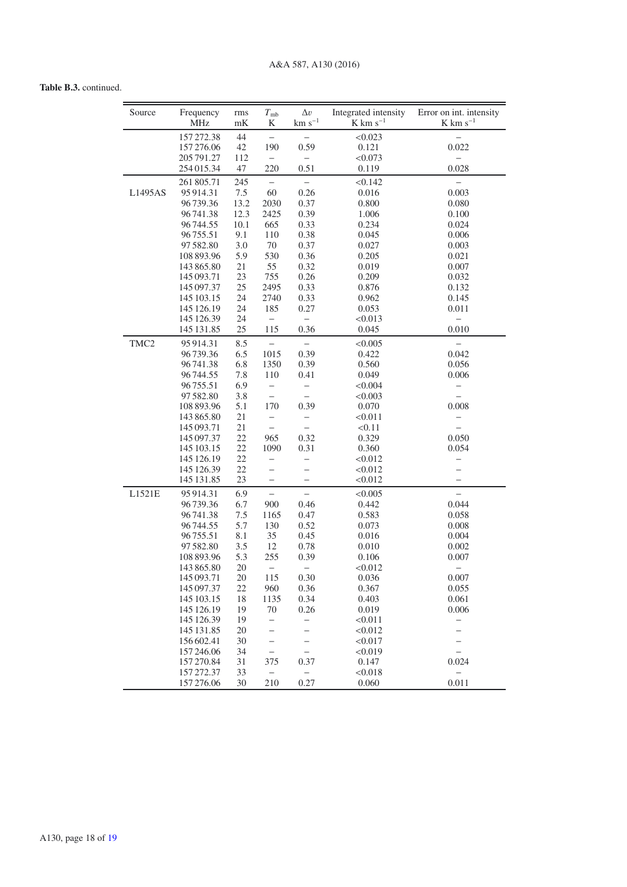**Table B.3.** continued.

| Source | Frequency MHz | rms mK | $T_{\rm mb}$ K | $\Delta v$ km s$^{-1}$ | Integrated intensity K km s$^{-1}$ | Error on int. intensity K km s$^{-1}$ |
|---|---|---|---|---|---|---|
| | 157 272.38 | 44 | – | – | <0.023 | – |
| | 157 276.06 | 42 | 190 | 0.59 | 0.121 | 0.022 |
| | 205 791.27 | 112 | – | – | <0.073 | – |
| | 254 015.34 | 47 | 220 | 0.51 | 0.119 | 0.028 |
| | 261 805.71 | 245 | – | – | <0.142 | – |
| L1495AS | 95 914.31 | 7.5 | 60 | 0.26 | 0.016 | 0.003 |
| | 96 739.36 | 13.2 | 2030 | 0.37 | 0.800 | 0.080 |
| | 96 741.38 | 12.3 | 2425 | 0.39 | 1.006 | 0.100 |
| | 96 744.55 | 10.1 | 665 | 0.33 | 0.234 | 0.024 |
| | 96 755.51 | 9.1 | 110 | 0.38 | 0.045 | 0.006 |
| | 97 582.80 | 3.0 | 70 | 0.37 | 0.027 | 0.003 |
| | 108 893.96 | 5.9 | 530 | 0.36 | 0.205 | 0.021 |
| | 143 865.80 | 21 | 55 | 0.32 | 0.019 | 0.007 |
| | 145 093.71 | 23 | 755 | 0.26 | 0.209 | 0.032 |
| | 145 097.37 | 25 | 2495 | 0.33 | 0.876 | 0.132 |
| | 145 103.15 | 24 | 2740 | 0.33 | 0.962 | 0.145 |
| | 145 126.19 | 24 | 185 | 0.27 | 0.053 | 0.011 |
| | 145 126.39 | 24 | – | – | <0.013 | – |
| | 145 131.85 | 25 | 115 | 0.36 | 0.045 | 0.010 |
| TMC2 | 95 914.31 | 8.5 | – | – | <0.005 | – |
| | 96 739.36 | 6.5 | 1015 | 0.39 | 0.422 | 0.042 |
| | 96 741.38 | 6.8 | 1350 | 0.39 | 0.560 | 0.056 |
| | 96 744.55 | 7.8 | 110 | 0.41 | 0.049 | 0.006 |
| | 96 755.51 | 6.9 | – | – | <0.004 | – |
| | 97 582.80 | 3.8 | – | – | <0.003 | – |
| | 108 893.96 | 5.1 | 170 | 0.39 | 0.070 | 0.008 |
| | 143 865.80 | 21 | – | – | <0.011 | – |
| | 145 093.71 | 21 | – | – | <0.11 | – |
| | 145 097.37 | 22 | 965 | 0.32 | 0.329 | 0.050 |
| | 145 103.15 | 22 | 1090 | 0.31 | 0.360 | 0.054 |
| | 145 126.19 | 22 | – | – | <0.012 | – |
| | 145 126.39 | 22 | – | – | <0.012 | – |
| | 145 131.85 | 23 | – | – | <0.012 | – |
| L1521E | 95 914.31 | 6.9 | – | – | <0.005 | – |
| | 96 739.36 | 6.7 | 900 | 0.46 | 0.442 | 0.044 |
| | 96 741.38 | 7.5 | 1165 | 0.47 | 0.583 | 0.058 |
| | 96 744.55 | 5.7 | 130 | 0.52 | 0.073 | 0.008 |
| | 96 755.51 | 8.1 | 35 | 0.45 | 0.016 | 0.004 |
| | 97 582.80 | 3.5 | 12 | 0.78 | 0.010 | 0.002 |
| | 108 893.96 | 5.3 | 255 | 0.39 | 0.106 | 0.007 |
| | 143 865.80 | 20 | – | – | <0.012 | – |
| | 145 093.71 | 20 | 115 | 0.30 | 0.036 | 0.007 |
| | 145 097.37 | 22 | 960 | 0.36 | 0.367 | 0.055 |
| | 145 103.15 | 18 | 1135 | 0.34 | 0.403 | 0.061 |
| | 145 126.19 | 19 | 70 | 0.26 | 0.019 | 0.006 |
| | 145 126.39 | 19 | – | – | <0.011 | – |
| | 145 131.85 | 20 | – | – | <0.012 | – |
| | 156 602.41 | 30 | – | – | <0.017 | – |
| | 157 246.06 | 34 | – | – | <0.019 | – |
| | 157 270.84 | 31 | 375 | 0.37 | 0.147 | 0.024 |
| | 157 272.37 | 33 | – | – | <0.018 | – |
| | 157 276.06 | 30 | 210 | 0.27 | 0.060 | 0.011 |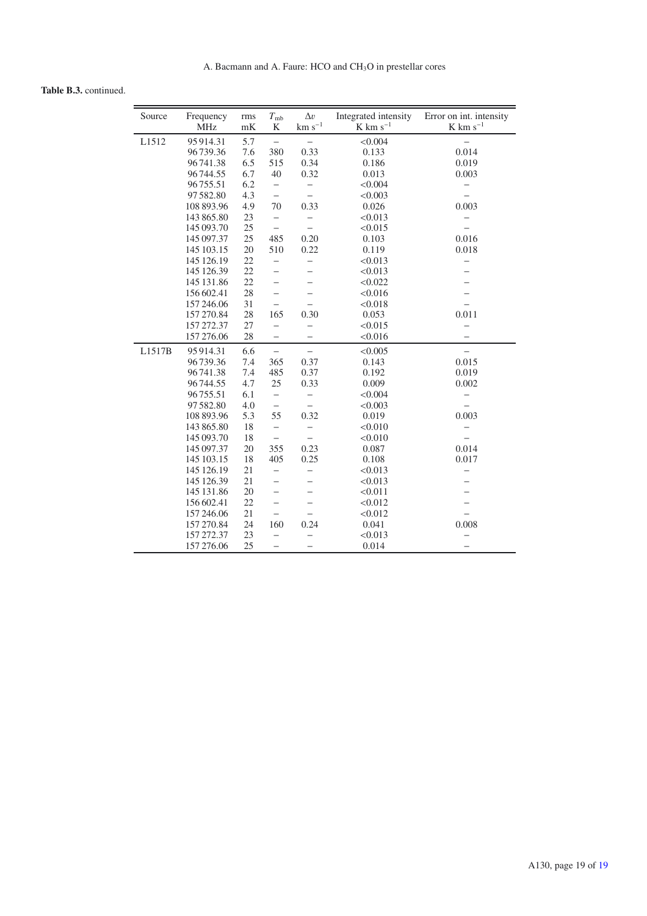**Table B.3.** continued.

| Source | Frequency MHz | rms mK | $T_{\rm mb}$ K | $\Delta v$ km s$^{-1}$ | Integrated intensity K km s$^{-1}$ | Error on int. intensity K km s$^{-1}$ |
|---|---|---|---|---|---|---|
| L1512 | 95 914.31 | 5.7 | – | – | <0.004 | – |
| | 96 739.36 | 7.6 | 380 | 0.33 | 0.133 | 0.014 |
| | 96 741.38 | 6.5 | 515 | 0.34 | 0.186 | 0.019 |
| | 96 744.55 | 6.7 | 40 | 0.32 | 0.013 | 0.003 |
| | 96 755.51 | 6.2 | – | – | <0.004 | – |
| | 97 582.80 | 4.3 | – | – | <0.003 | – |
| | 108 893.96 | 4.9 | 70 | 0.33 | 0.026 | 0.003 |
| | 143 865.80 | 23 | – | – | <0.013 | – |
| | 145 093.70 | 25 | – | – | <0.015 | – |
| | 145 097.37 | 25 | 485 | 0.20 | 0.103 | 0.016 |
| | 145 103.15 | 20 | 510 | 0.22 | 0.119 | 0.018 |
| | 145 126.19 | 22 | – | – | <0.013 | – |
| | 145 126.39 | 22 | – | – | <0.013 | – |
| | 145 131.86 | 22 | – | – | <0.022 | – |
| | 156 602.41 | 28 | – | – | <0.016 | – |
| | 157 246.06 | 31 | – | – | <0.018 | – |
| | 157 270.84 | 28 | 165 | 0.30 | 0.053 | 0.011 |
| | 157 272.37 | 27 | – | – | <0.015 | – |
| | 157 276.06 | 28 | – | – | <0.016 | – |
| L1517B | 95 914.31 | 6.6 | – | – | <0.005 | – |
| | 96 739.36 | 7.4 | 365 | 0.37 | 0.143 | 0.015 |
| | 96 741.38 | 7.4 | 485 | 0.37 | 0.192 | 0.019 |
| | 96 744.55 | 4.7 | 25 | 0.33 | 0.009 | 0.002 |
| | 96 755.51 | 6.1 | – | – | <0.004 | – |
| | 97 582.80 | 4.0 | – | – | <0.003 | – |
| | 108 893.96 | 5.3 | 55 | 0.32 | 0.019 | 0.003 |
| | 143 865.80 | 18 | – | – | <0.010 | – |
| | 145 093.70 | 18 | – | – | <0.010 | – |
| | 145 097.37 | 20 | 355 | 0.23 | 0.087 | 0.014 |
| | 145 103.15 | 18 | 405 | 0.25 | 0.108 | 0.017 |
| | 145 126.19 | 21 | – | – | <0.013 | – |
| | 145 126.39 | 21 | – | – | <0.013 | – |
| | 145 131.86 | 20 | – | – | <0.011 | – |
| | 156 602.41 | 22 | – | – | <0.012 | – |
| | 157 246.06 | 21 | – | – | <0.012 | – |
| | 157 270.84 | 24 | 160 | 0.24 | 0.041 | 0.008 |
| | 157 272.37 | 23 | – | – | <0.013 | – |
| | 157 276.06 | 25 | – | – | 0.014 | – |